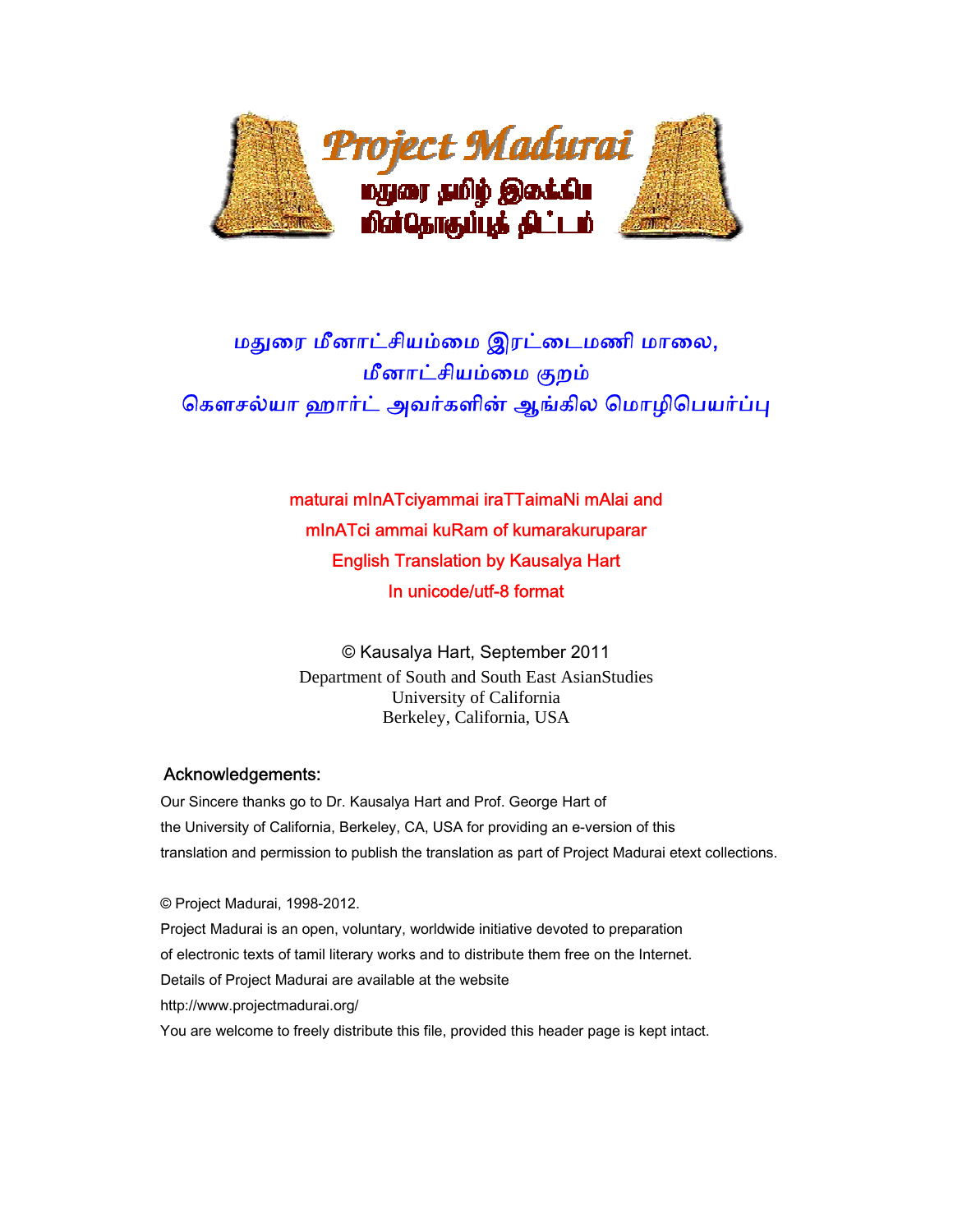# Project Madurai

மதுரை தமிழ் இலக்கிய மின்தொகுப்புத் திட்டம்

## மதுரை மீனாட்சியம்மை இரட்டைமணி மாலை, மீனாட்சியம்மை குறம்
## கௌசல்யா ஹார்ட் அவர்களின் ஆங்கில மொழிபெயர்ப்பு

maturai mInATciyammai iraTTaimaNi mAlai and
mInATci ammai kuRam of kumarakuruparar
English Translation by Kausalya Hart
In unicode/utf-8 format

© Kausalya Hart, September 2011
Department of South and South East AsianStudies
University of California
Berkeley, California, USA

### Acknowledgements:

Our Sincere thanks go to Dr. Kausalya Hart and Prof. George Hart of the University of California, Berkeley, CA, USA for providing an e-version of this translation and permission to publish the translation as part of Project Madurai etext collections.

© Project Madurai, 1998-2012.
Project Madurai is an open, voluntary, worldwide initiative devoted to preparation of electronic texts of tamil literary works and to distribute them free on the Internet.
Details of Project Madurai are available at the website
http://www.projectmadurai.org/
You are welcome to freely distribute this file, provided this header page is kept intact.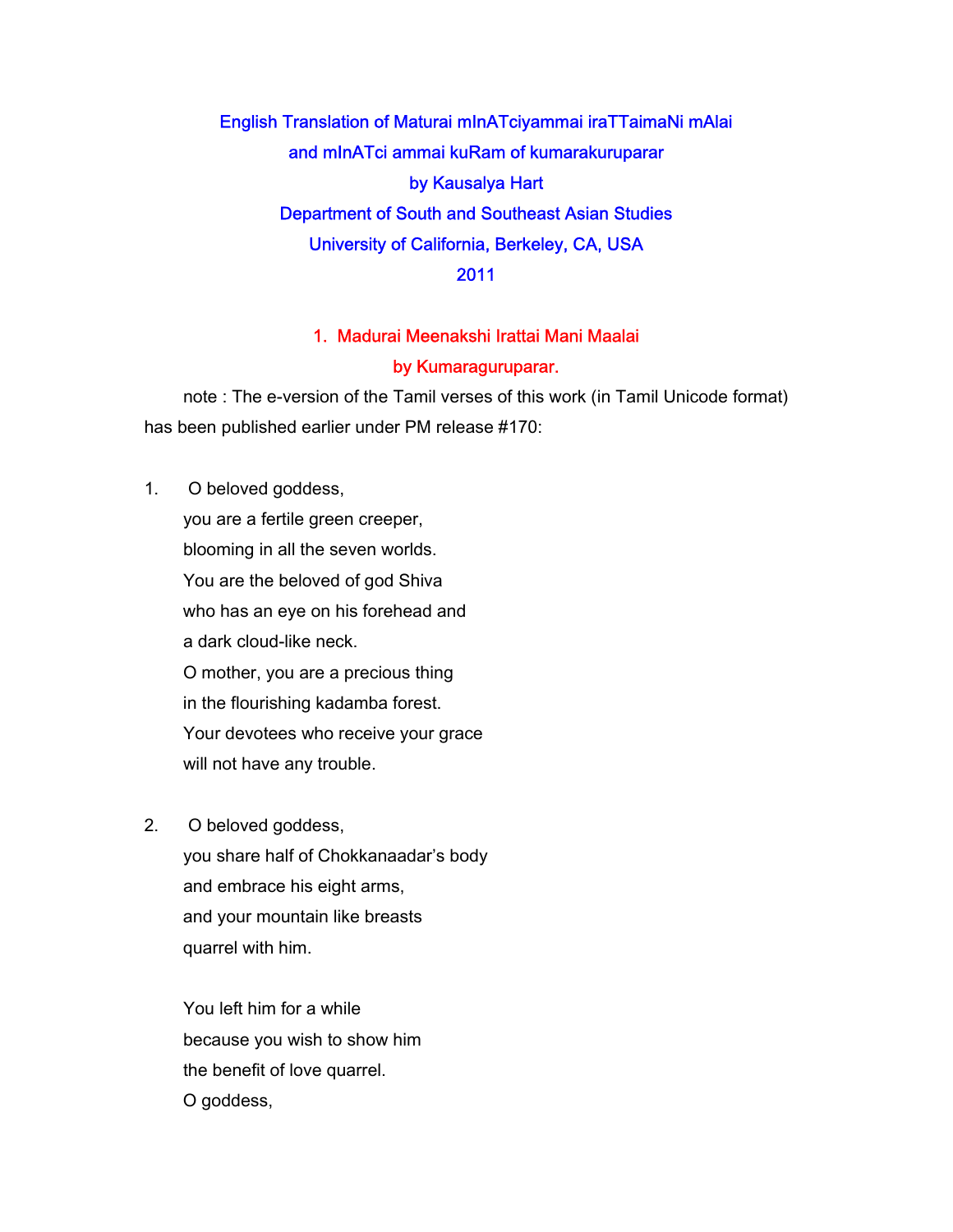English Translation of Maturai mInATciyammai iraTTaimaNi mAlai

and mInATci ammai kuRam of kumarakuruparar

by Kausalya Hart

Department of South and Southeast Asian Studies

University of California, Berkeley, CA, USA

2011

## 1. Madurai Meenakshi Irattai Mani Maalai

## by Kumaraguruparar.

note : The e-version of the Tamil verses of this work (in Tamil Unicode format) has been published earlier under PM release #170:

1. O beloved goddess,  
you are a fertile green creeper,  
blooming in all the seven worlds.  
You are the beloved of god Shiva  
who has an eye on his forehead and  
a dark cloud-like neck.  
O mother, you are a precious thing  
in the flourishing kadamba forest.  
Your devotees who receive your grace  
will not have any trouble.

2. O beloved goddess,  
you share half of Chokkanaadar's body  
and embrace his eight arms,  
and your mountain like breasts  
quarrel with him.

You left him for a while  
because you wish to show him  
the benefit of love quarrel.  
O goddess,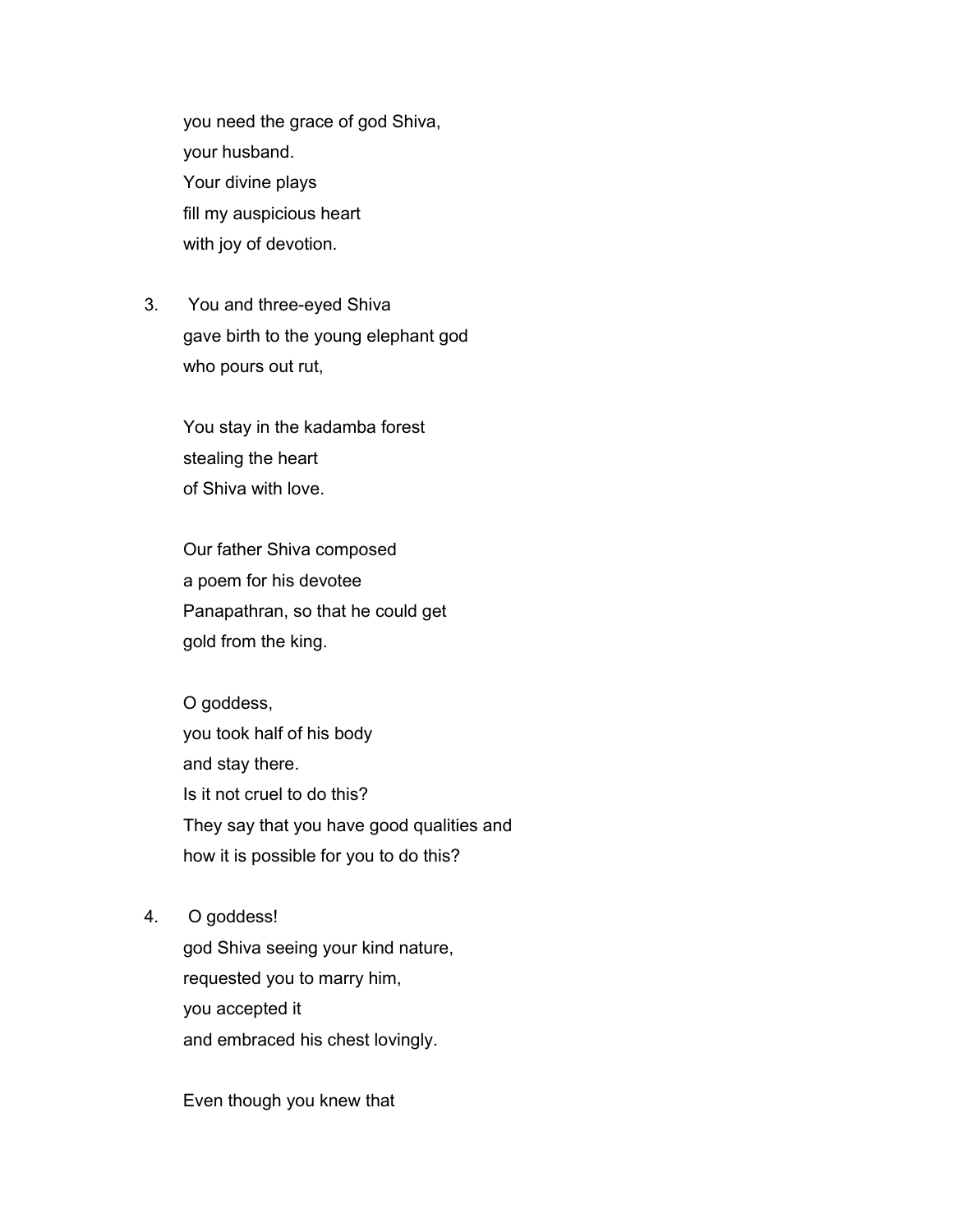you need the grace of god Shiva,  
your husband.  
Your divine plays  
fill my auspicious heart  
with joy of devotion.

3. You and three-eyed Shiva  
gave birth to the young elephant god  
who pours out rut,

You stay in the kadamba forest  
stealing the heart  
of Shiva with love.

Our father Shiva composed  
a poem for his devotee  
Panapathran, so that he could get  
gold from the king.

O goddess,  
you took half of his body  
and stay there.  
Is it not cruel to do this?  
They say that you have good qualities and  
how it is possible for you to do this?

4. O goddess!  
god Shiva seeing your kind nature,  
requested you to marry him,  
you accepted it  
and embraced his chest lovingly.

Even though you knew that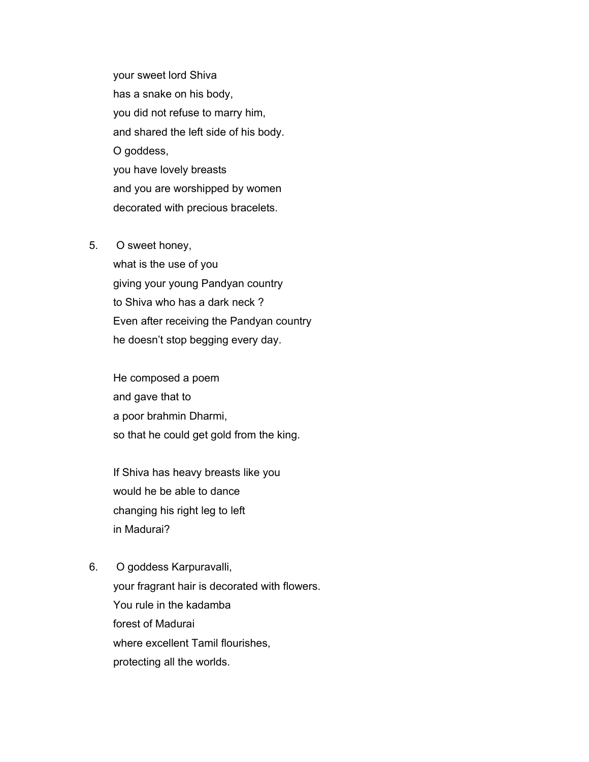your sweet lord Shiva
has a snake on his body,
you did not refuse to marry him,
and shared the left side of his body.
O goddess,
you have lovely breasts
and you are worshipped by women
decorated with precious bracelets.

5. O sweet honey,
what is the use of you
giving your young Pandyan country
to Shiva who has a dark neck ?
Even after receiving the Pandyan country
he doesn't stop begging every day.

He composed a poem
and gave that to
a poor brahmin Dharmi,
so that he could get gold from the king.

If Shiva has heavy breasts like you
would he be able to dance
changing his right leg to left
in Madurai?

6. O goddess Karpuravalli,
your fragrant hair is decorated with flowers.
You rule in the kadamba
forest of Madurai
where excellent Tamil flourishes,
protecting all the worlds.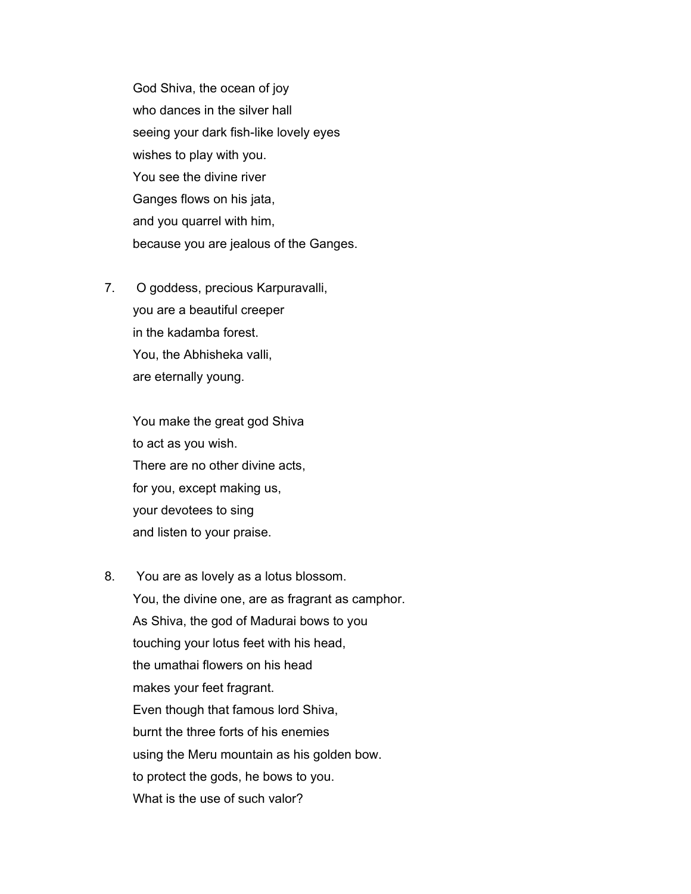God Shiva, the ocean of joy
who dances in the silver hall
seeing your dark fish-like lovely eyes
wishes to play with you.
You see the divine river
Ganges flows on his jata,
and you quarrel with him,
because you are jealous of the Ganges.

7. O goddess, precious Karpuravalli,
you are a beautiful creeper
in the kadamba forest.
You, the Abhisheka valli,
are eternally young.

You make the great god Shiva
to act as you wish.
There are no other divine acts,
for you, except making us,
your devotees to sing
and listen to your praise.

8. You are as lovely as a lotus blossom.
You, the divine one, are as fragrant as camphor.
As Shiva, the god of Madurai bows to you
touching your lotus feet with his head,
the umathai flowers on his head
makes your feet fragrant.
Even though that famous lord Shiva,
burnt the three forts of his enemies
using the Meru mountain as his golden bow.
to protect the gods, he bows to you.
What is the use of such valor?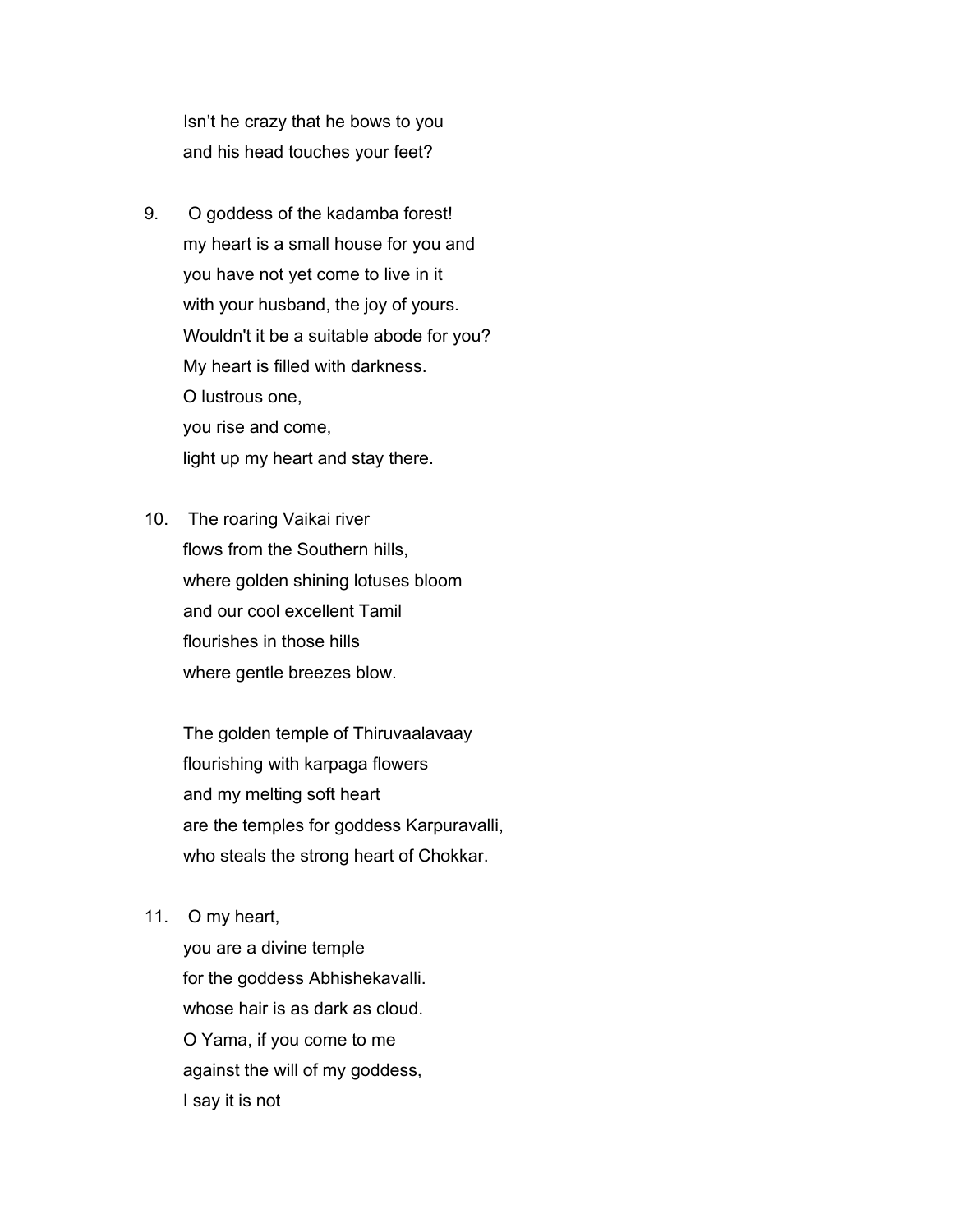Isn't he crazy that he bows to you  
and his head touches your feet?

9. O goddess of the kadamba forest!  
my heart is a small house for you and  
you have not yet come to live in it  
with your husband, the joy of yours.  
Wouldn't it be a suitable abode for you?  
My heart is filled with darkness.  
O lustrous one,  
you rise and come,  
light up my heart and stay there.

10. The roaring Vaikai river  
flows from the Southern hills,  
where golden shining lotuses bloom  
and our cool excellent Tamil  
flourishes in those hills  
where gentle breezes blow.

    The golden temple of Thiruvaalavaay  
    flourishing with karpaga flowers  
    and my melting soft heart  
    are the temples for goddess Karpuravalli,  
    who steals the strong heart of Chokkar.

11. O my heart,  
you are a divine temple  
for the goddess Abhishekavalli.  
whose hair is as dark as cloud.  
O Yama, if you come to me  
against the will of my goddess,  
I say it is not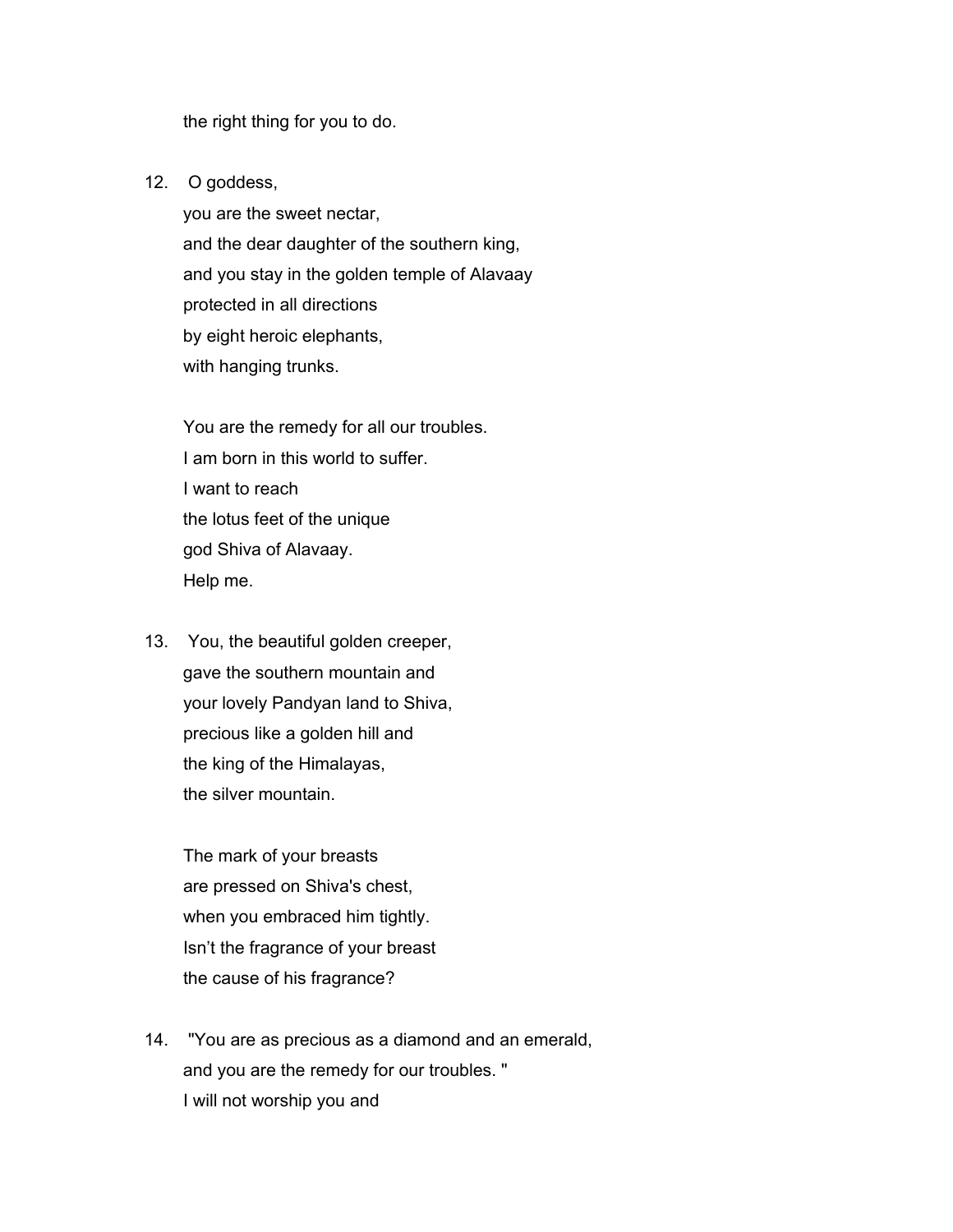the right thing for you to do.

12. O goddess,
    you are the sweet nectar,
    and the dear daughter of the southern king,
    and you stay in the golden temple of Alavaay
    protected in all directions
    by eight heroic elephants,
    with hanging trunks.

    You are the remedy for all our troubles.
    I am born in this world to suffer.
    I want to reach
    the lotus feet of the unique
    god Shiva of Alavaay.
    Help me.

13. You, the beautiful golden creeper,
    gave the southern mountain and
    your lovely Pandyan land to Shiva,
    precious like a golden hill and
    the king of the Himalayas,
    the silver mountain.

    The mark of your breasts
    are pressed on Shiva's chest,
    when you embraced him tightly.
    Isn't the fragrance of your breast
    the cause of his fragrance?

14. "You are as precious as a diamond and an emerald,
    and you are the remedy for our troubles. "
    I will not worship you and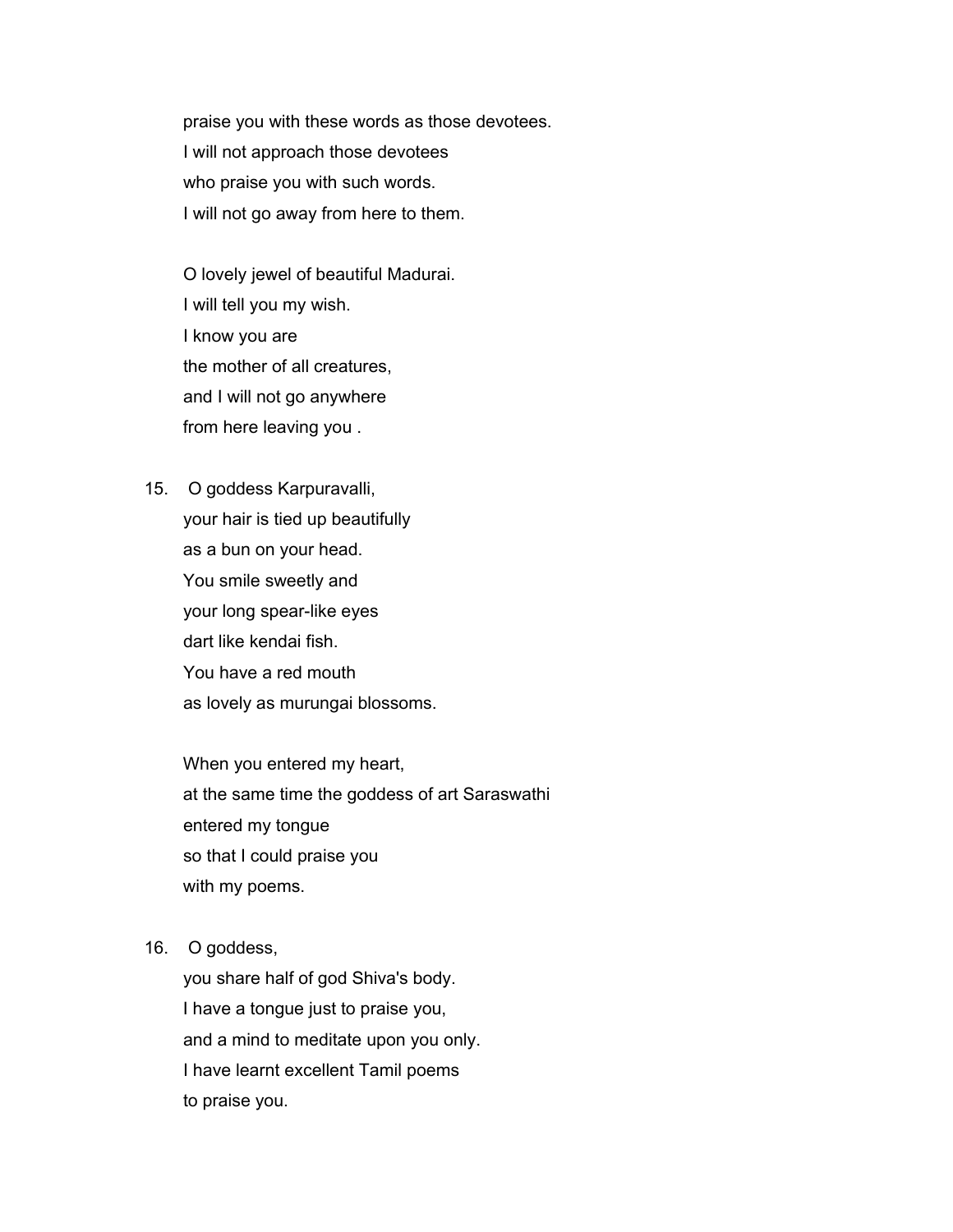praise you with these words as those devotees.  
I will not approach those devotees  
who praise you with such words.  
I will not go away from here to them.

O lovely jewel of beautiful Madurai.  
I will tell you my wish.  
I know you are  
the mother of all creatures,  
and I will not go anywhere  
from here leaving you .

15. O goddess Karpuravalli,  
your hair is tied up beautifully  
as a bun on your head.  
You smile sweetly and  
your long spear-like eyes  
dart like kendai fish.  
You have a red mouth  
as lovely as murungai blossoms.

When you entered my heart,  
at the same time the goddess of art Saraswathi  
entered my tongue  
so that I could praise you  
with my poems.

16. O goddess,  
you share half of god Shiva's body.  
I have a tongue just to praise you,  
and a mind to meditate upon you only.  
I have learnt excellent Tamil poems  
to praise you.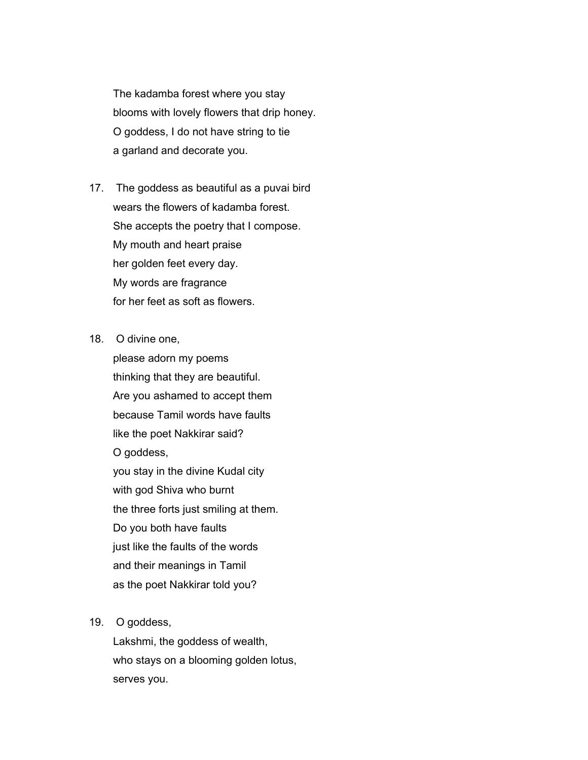The kadamba forest where you stay
blooms with lovely flowers that drip honey.
O goddess, I do not have string to tie
a garland and decorate you.

17. The goddess as beautiful as a puvai bird
wears the flowers of kadamba forest.
She accepts the poetry that I compose.
My mouth and heart praise
her golden feet every day.
My words are fragrance
for her feet as soft as flowers.

18. O divine one,
please adorn my poems
thinking that they are beautiful.
Are you ashamed to accept them
because Tamil words have faults
like the poet Nakkirar said?
O goddess,
you stay in the divine Kudal city
with god Shiva who burnt
the three forts just smiling at them.
Do you both have faults
just like the faults of the words
and their meanings in Tamil
as the poet Nakkirar told you?

19. O goddess,
Lakshmi, the goddess of wealth,
who stays on a blooming golden lotus,
serves you.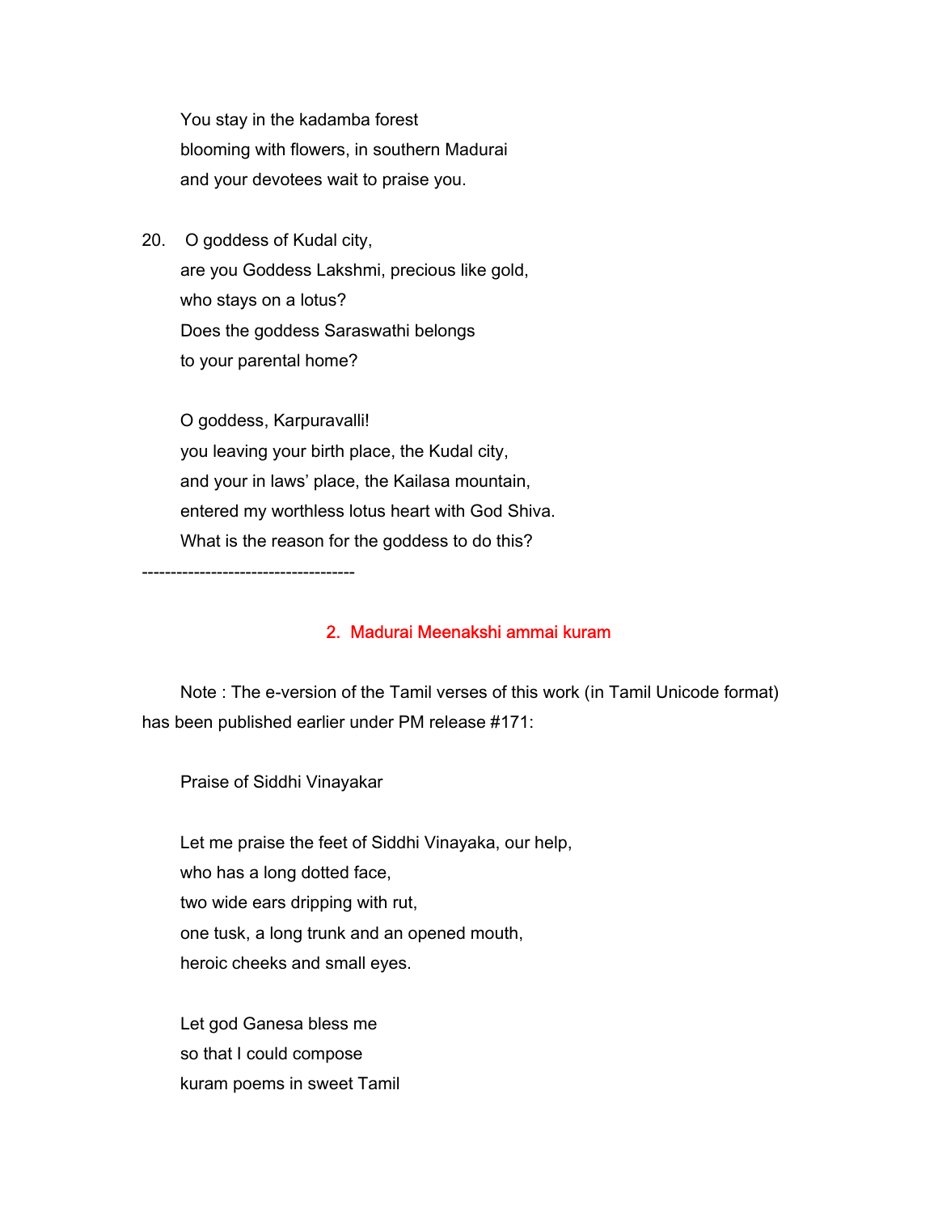You stay in the kadamba forest  
blooming with flowers, in southern Madurai  
and your devotees wait to praise you.

20. O goddess of Kudal city,  
are you Goddess Lakshmi, precious like gold,  
who stays on a lotus?  
Does the goddess Saraswathi belongs  
to your parental home?

O goddess, Karpuravalli!  
you leaving your birth place, the Kudal city,  
and your in laws' place, the Kailasa mountain,  
entered my worthless lotus heart with God Shiva.  
What is the reason for the goddess to do this?

------------------------------------

## 2. Madurai Meenakshi ammai kuram

Note : The e-version of the Tamil verses of this work (in Tamil Unicode format) has been published earlier under PM release #171:

Praise of Siddhi Vinayakar

Let me praise the feet of Siddhi Vinayaka, our help,  
who has a long dotted face,  
two wide ears dripping with rut,  
one tusk, a long trunk and an opened mouth,  
heroic cheeks and small eyes.

Let god Ganesa bless me  
so that I could compose  
kuram poems in sweet Tamil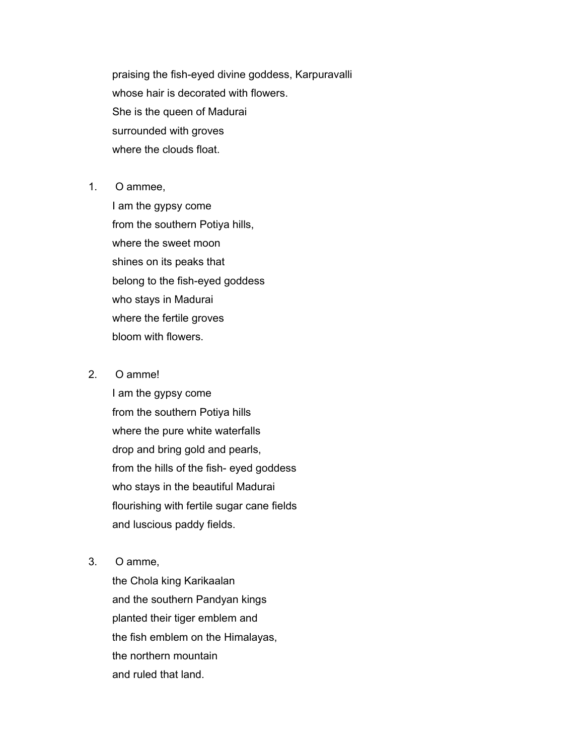praising the fish-eyed divine goddess, Karpuravalli
whose hair is decorated with flowers.
She is the queen of Madurai
surrounded with groves
where the clouds float.

1. O ammee,
   I am the gypsy come
   from the southern Potiya hills,
   where the sweet moon
   shines on its peaks that
   belong to the fish-eyed goddess
   who stays in Madurai
   where the fertile groves
   bloom with flowers.

2. O amme!
   I am the gypsy come
   from the southern Potiya hills
   where the pure white waterfalls
   drop and bring gold and pearls,
   from the hills of the fish- eyed goddess
   who stays in the beautiful Madurai
   flourishing with fertile sugar cane fields
   and luscious paddy fields.

3. O amme,
   the Chola king Karikaalan
   and the southern Pandyan kings
   planted their tiger emblem and
   the fish emblem on the Himalayas,
   the northern mountain
   and ruled that land.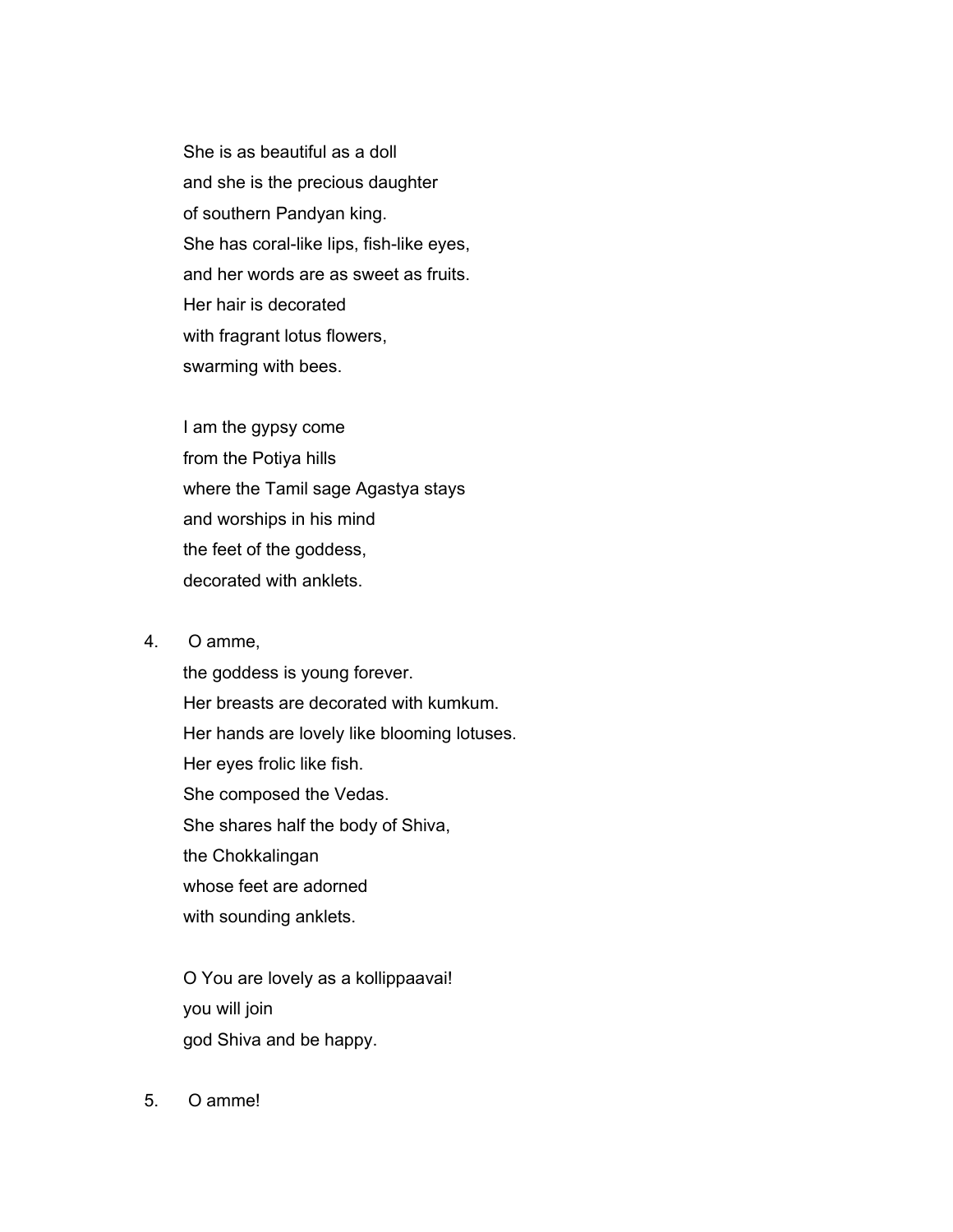She is as beautiful as a doll  
and she is the precious daughter  
of southern Pandyan king.  
She has coral-like lips, fish-like eyes,  
and her words are as sweet as fruits.  
Her hair is decorated  
with fragrant lotus flowers,  
swarming with bees.

I am the gypsy come  
from the Potiya hills  
where the Tamil sage Agastya stays  
and worships in his mind  
the feet of the goddess,  
decorated with anklets.

4. O amme,  
the goddess is young forever.  
Her breasts are decorated with kumkum.  
Her hands are lovely like blooming lotuses.  
Her eyes frolic like fish.  
She composed the Vedas.  
She shares half the body of Shiva,  
the Chokkalingan  
whose feet are adorned  
with sounding anklets.

O You are lovely as a kollippaavai!  
you will join  
god Shiva and be happy.

5. O amme!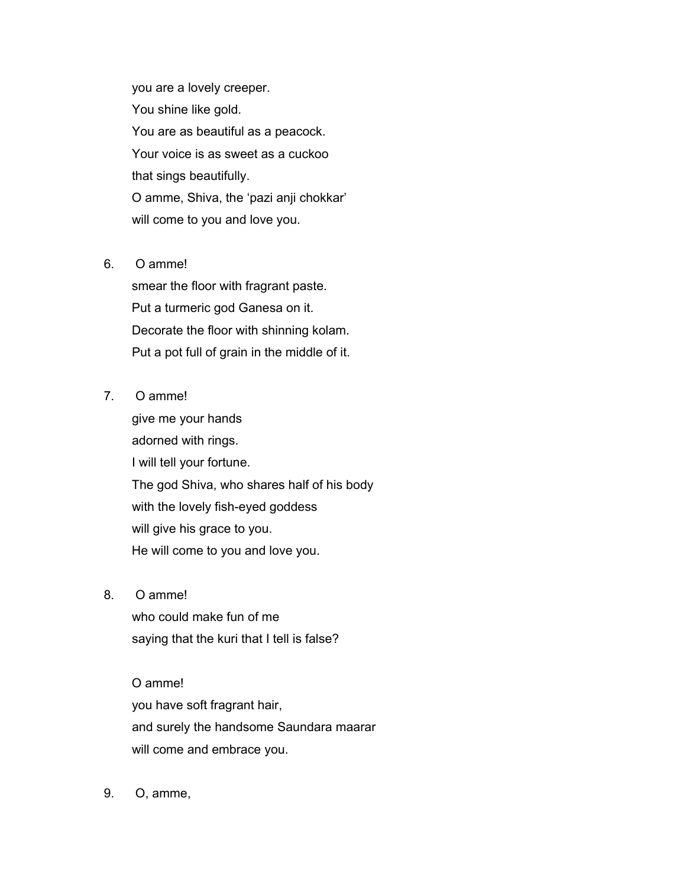you are a lovely creeper.  
You shine like gold.  
You are as beautiful as a peacock.  
Your voice is as sweet as a cuckoo  
that sings beautifully.  
O amme, Shiva, the ‘pazi anji chokkar’  
will come to you and love you.

6. O amme!  
   smear the floor with fragrant paste.  
   Put a turmeric god Ganesa on it.  
   Decorate the floor with shinning kolam.  
   Put a pot full of grain in the middle of it.

7. O amme!  
   give me your hands  
   adorned with rings.  
   I will tell your fortune.  
   The god Shiva, who shares half of his body  
   with the lovely fish-eyed goddess  
   will give his grace to you.  
   He will come to you and love you.

8. O amme!  
   who could make fun of me  
   saying that the kuri that I tell is false?

   O amme!  
   you have soft fragrant hair,  
   and surely the handsome Saundara maarar  
   will come and embrace you.

9. O, amme,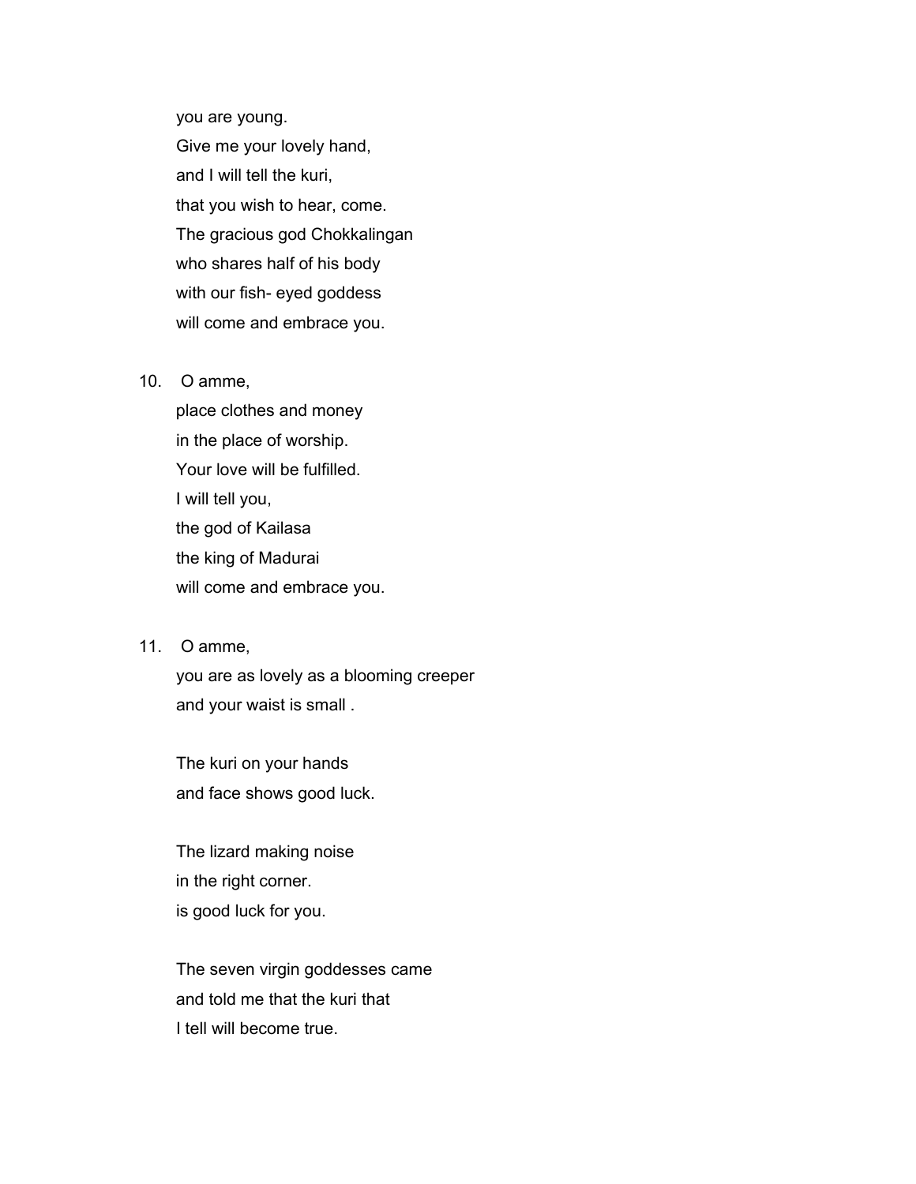you are young.  
Give me your lovely hand,  
and I will tell the kuri,  
that you wish to hear, come.  
The gracious god Chokkalingan  
who shares half of his body  
with our fish- eyed goddess  
will come and embrace you.

10. O amme,  
place clothes and money  
in the place of worship.  
Your love will be fulfilled.  
I will tell you,  
the god of Kailasa  
the king of Madurai  
will come and embrace you.

11. O amme,  
you are as lovely as a blooming creeper  
and your waist is small .

The kuri on your hands  
and face shows good luck.

The lizard making noise  
in the right corner.  
is good luck for you.

The seven virgin goddesses came  
and told me that the kuri that  
I tell will become true.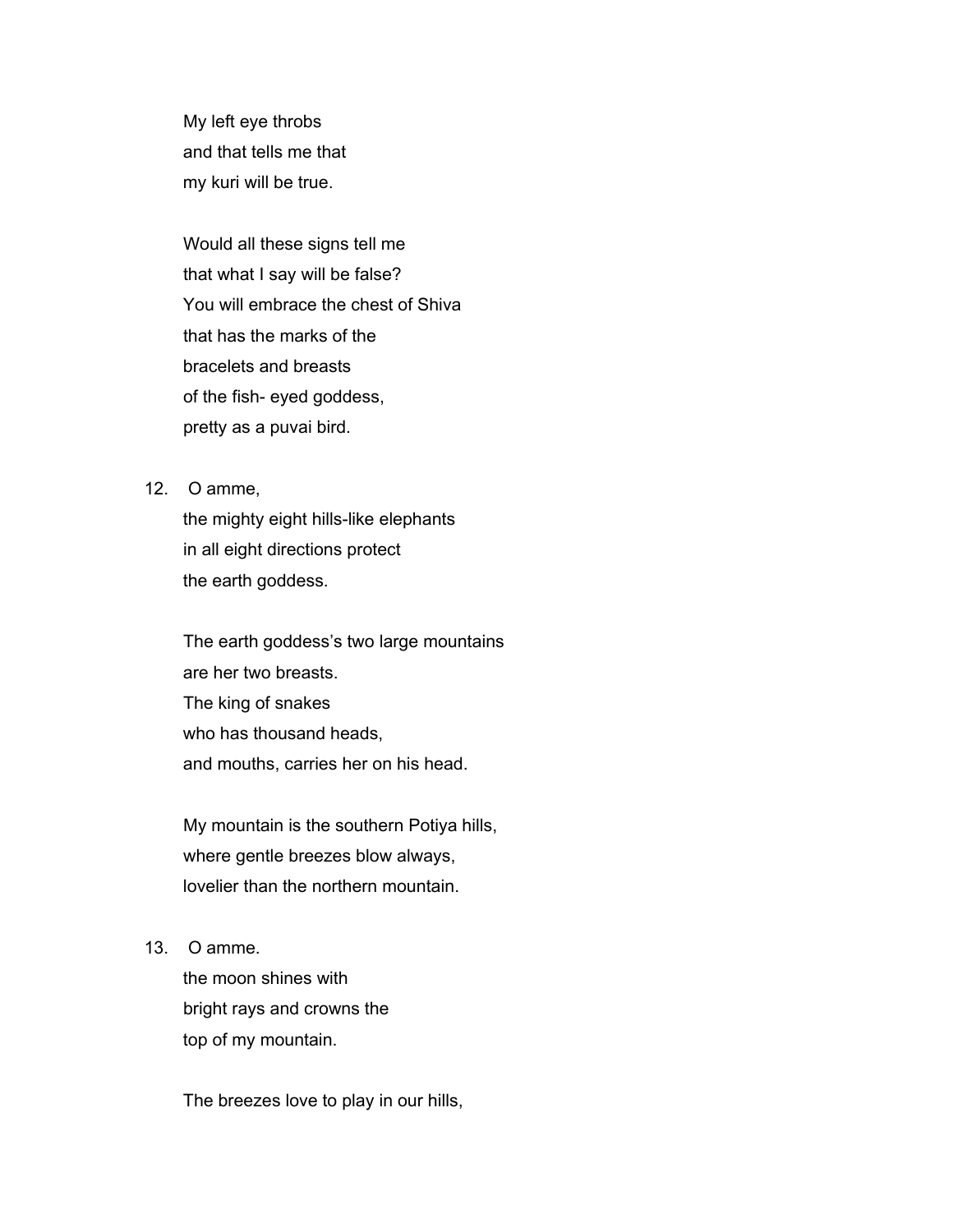My left eye throbs
and that tells me that
my kuri will be true.

Would all these signs tell me
that what I say will be false?
You will embrace the chest of Shiva
that has the marks of the
bracelets and breasts
of the fish- eyed goddess,
pretty as a puvai bird.

12. O amme,
the mighty eight hills-like elephants
in all eight directions protect
the earth goddess.

The earth goddess's two large mountains
are her two breasts.
The king of snakes
who has thousand heads,
and mouths, carries her on his head.

My mountain is the southern Potiya hills,
where gentle breezes blow always,
lovelier than the northern mountain.

13. O amme.
the moon shines with
bright rays and crowns the
top of my mountain.

The breezes love to play in our hills,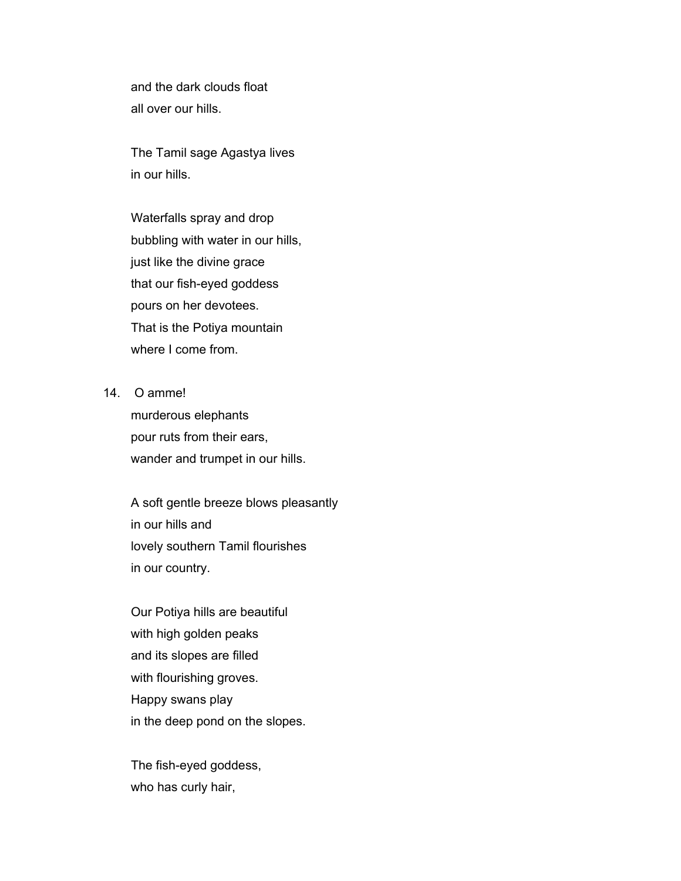and the dark clouds float  
all over our hills.

The Tamil sage Agastya lives  
in our hills.

Waterfalls spray and drop  
bubbling with water in our hills,  
just like the divine grace  
that our fish-eyed goddess  
pours on her devotees.  
That is the Potiya mountain  
where I come from.

14. O amme!  
murderous elephants  
pour ruts from their ears,  
wander and trumpet in our hills.

A soft gentle breeze blows pleasantly  
in our hills and  
lovely southern Tamil flourishes  
in our country.

Our Potiya hills are beautiful  
with high golden peaks  
and its slopes are filled  
with flourishing groves.  
Happy swans play  
in the deep pond on the slopes.

The fish-eyed goddess,  
who has curly hair,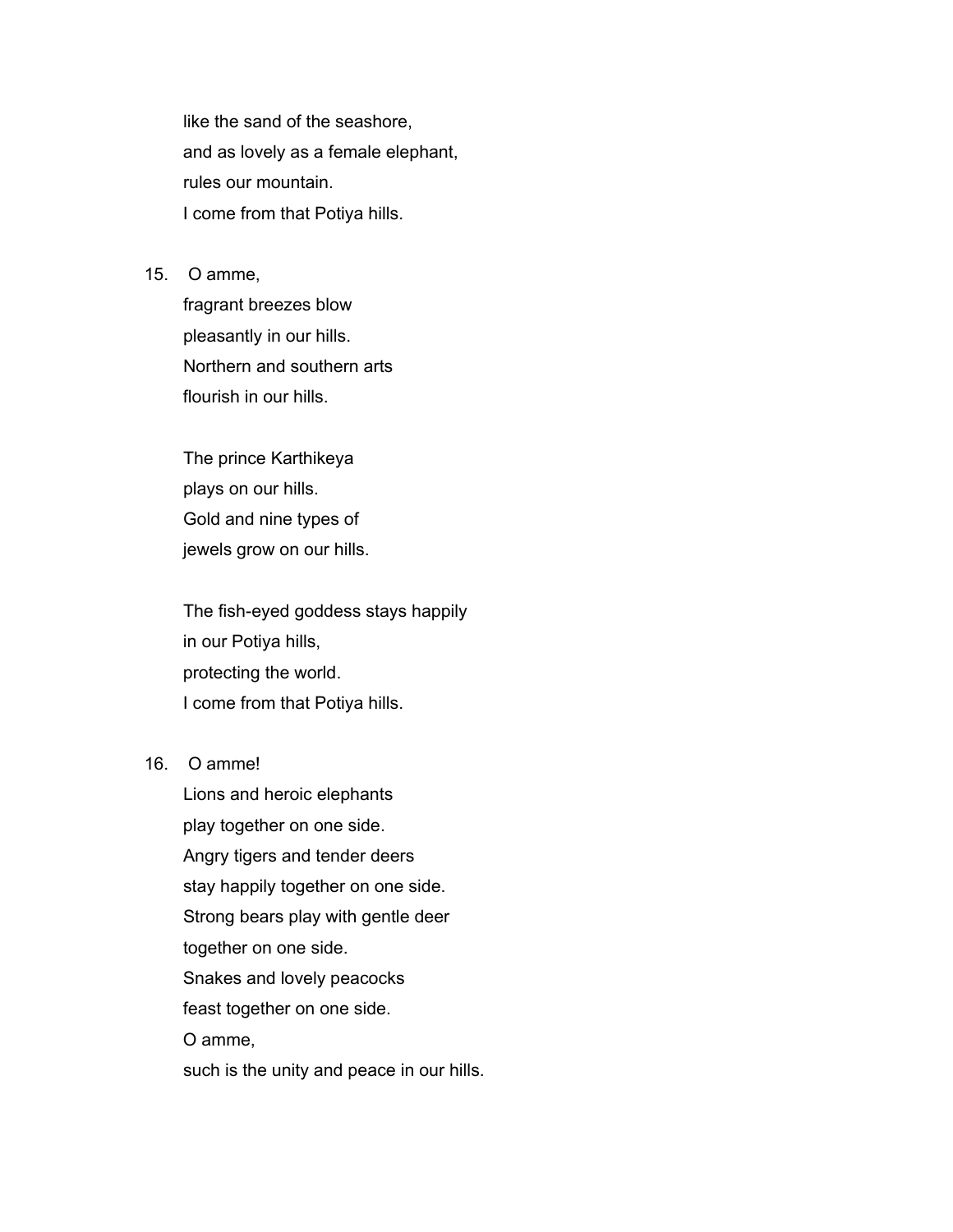like the sand of the seashore,
and as lovely as a female elephant,
rules our mountain.
I come from that Potiya hills.

15. O amme,
fragrant breezes blow
pleasantly in our hills.
Northern and southern arts
flourish in our hills.

The prince Karthikeya
plays on our hills.
Gold and nine types of
jewels grow on our hills.

The fish-eyed goddess stays happily
in our Potiya hills,
protecting the world.
I come from that Potiya hills.

16. O amme!
Lions and heroic elephants
play together on one side.
Angry tigers and tender deers
stay happily together on one side.
Strong bears play with gentle deer
together on one side.
Snakes and lovely peacocks
feast together on one side.
O amme,
such is the unity and peace in our hills.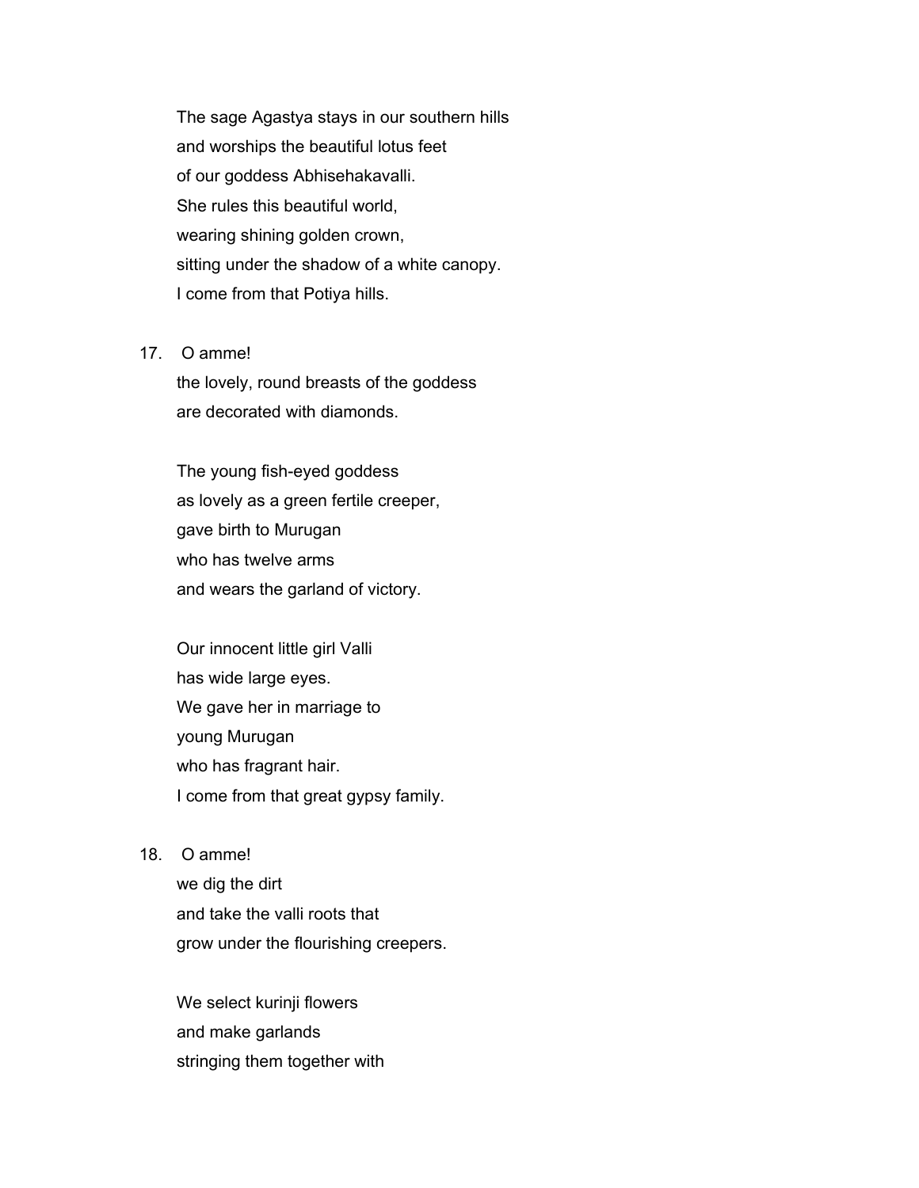The sage Agastya stays in our southern hills  
and worships the beautiful lotus feet  
of our goddess Abhisehakavalli.  
She rules this beautiful world,  
wearing shining golden crown,  
sitting under the shadow of a white canopy.  
I come from that Potiya hills.

17. O amme!  
    the lovely, round breasts of the goddess  
    are decorated with diamonds.

    The young fish-eyed goddess  
    as lovely as a green fertile creeper,  
    gave birth to Murugan  
    who has twelve arms  
    and wears the garland of victory.

    Our innocent little girl Valli  
    has wide large eyes.  
    We gave her in marriage to  
    young Murugan  
    who has fragrant hair.  
    I come from that great gypsy family.

18. O amme!  
    we dig the dirt  
    and take the valli roots that  
    grow under the flourishing creepers.

    We select kurinji flowers  
    and make garlands  
    stringing them together with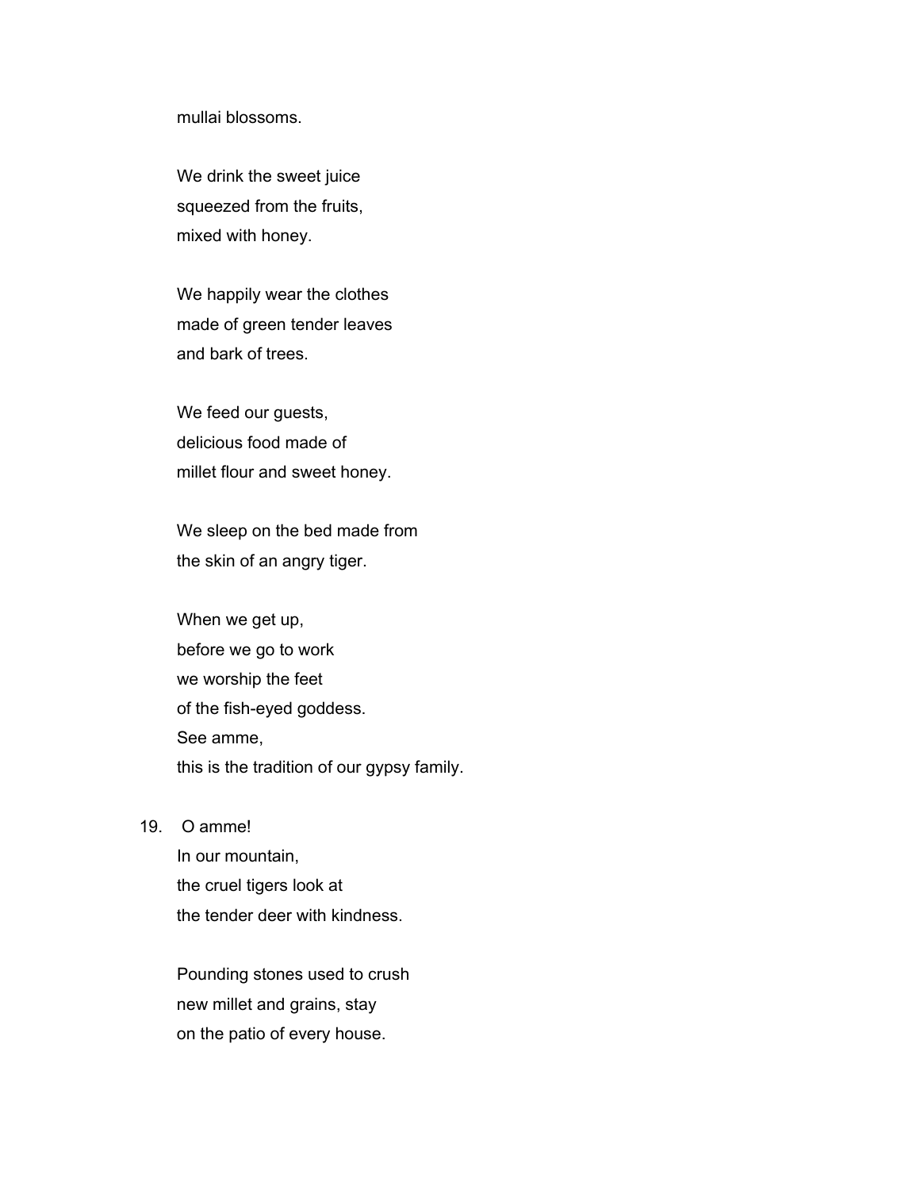mullai blossoms.

We drink the sweet juice  
squeezed from the fruits,  
mixed with honey.

We happily wear the clothes  
made of green tender leaves  
and bark of trees.

We feed our guests,  
delicious food made of  
millet flour and sweet honey.

We sleep on the bed made from  
the skin of an angry tiger.

When we get up,  
before we go to work  
we worship the feet  
of the fish-eyed goddess.  
See amme,  
this is the tradition of our gypsy family.

19. O amme!  
In our mountain,  
the cruel tigers look at  
the tender deer with kindness.

Pounding stones used to crush  
new millet and grains, stay  
on the patio of every house.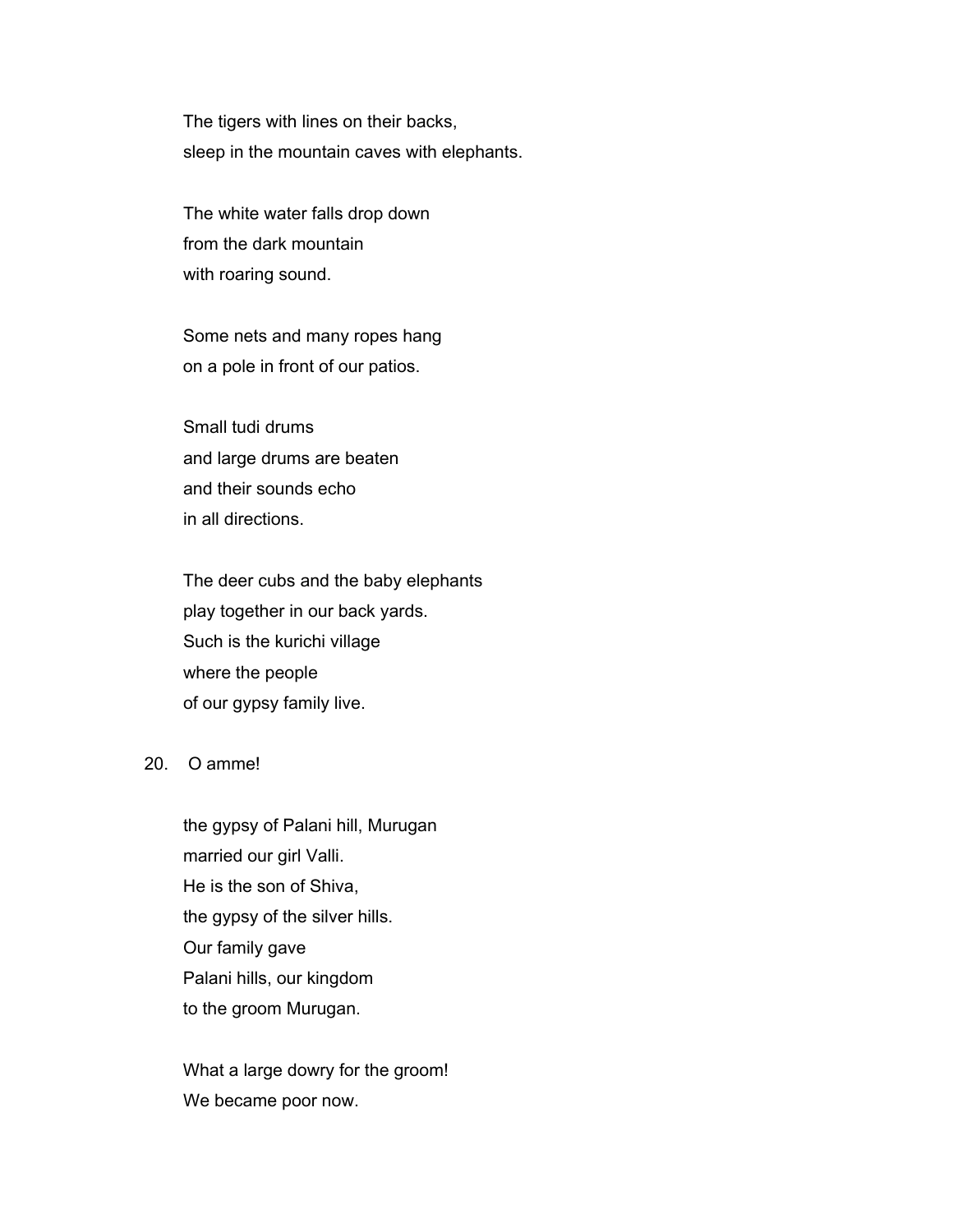The tigers with lines on their backs,
sleep in the mountain caves with elephants.

The white water falls drop down
from the dark mountain
with roaring sound.

Some nets and many ropes hang
on a pole in front of our patios.

Small tudi drums
and large drums are beaten
and their sounds echo
in all directions.

The deer cubs and the baby elephants
play together in our back yards.
Such is the kurichi village
where the people
of our gypsy family live.

20. O amme!

the gypsy of Palani hill, Murugan
married our girl Valli.
He is the son of Shiva,
the gypsy of the silver hills.
Our family gave
Palani hills, our kingdom
to the groom Murugan.

What a large dowry for the groom!
We became poor now.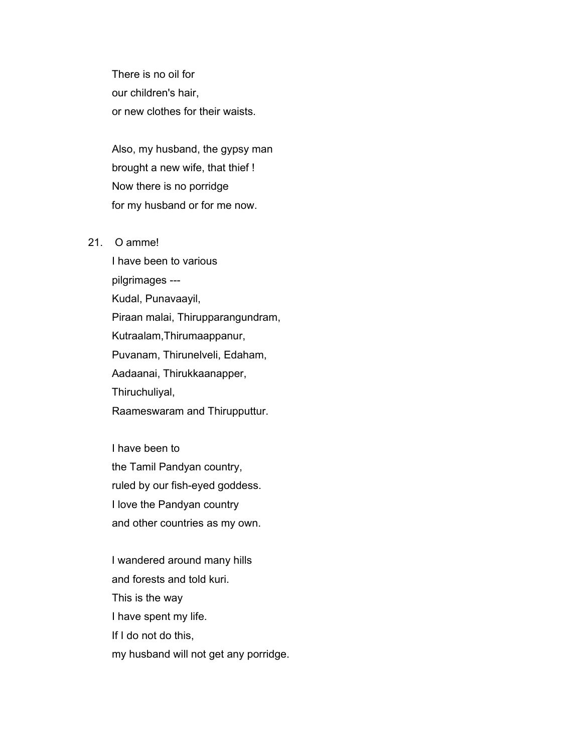There is no oil for
our children's hair,
or new clothes for their waists.

Also, my husband, the gypsy man
brought a new wife, that thief !
Now there is no porridge
for my husband or for me now.

21. O amme!
I have been to various
pilgrimages ---
Kudal, Punavaayil,
Piraan malai, Thirupparangundram,
Kutraalam,Thirumaappanur,
Puvanam, Thirunelveli, Edaham,
Aadaanai, Thirukkaanapper,
Thiruchuliyal,
Raameswaram and Thirupputtur.

I have been to
the Tamil Pandyan country,
ruled by our fish-eyed goddess.
I love the Pandyan country
and other countries as my own.

I wandered around many hills
and forests and told kuri.
This is the way
I have spent my life.
If I do not do this,
my husband will not get any porridge.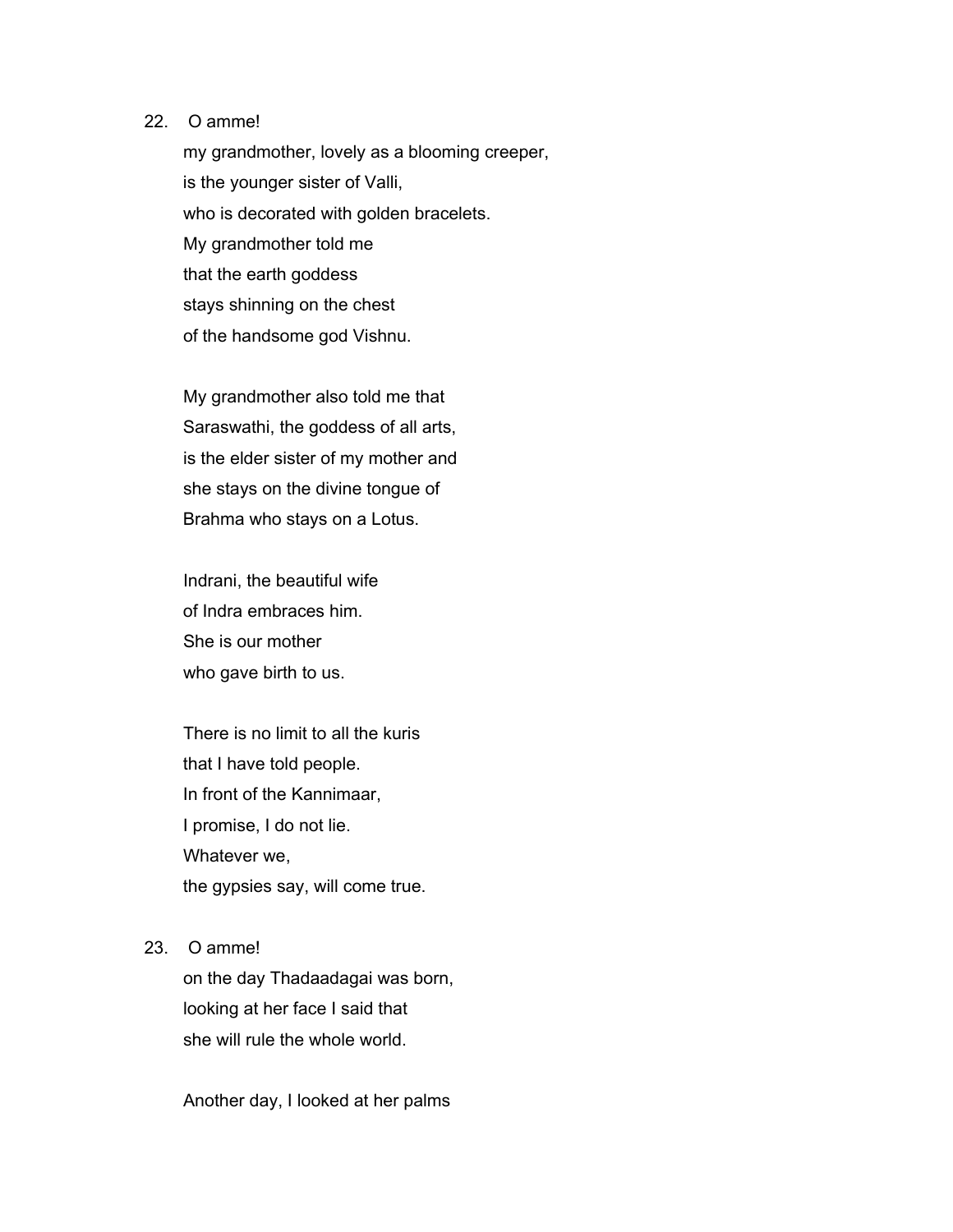22. O amme!

    my grandmother, lovely as a blooming creeper,
    is the younger sister of Valli,
    who is decorated with golden bracelets.
    My grandmother told me
    that the earth goddess
    stays shinning on the chest
    of the handsome god Vishnu.

    My grandmother also told me that
    Saraswathi, the goddess of all arts,
    is the elder sister of my mother and
    she stays on the divine tongue of
    Brahma who stays on a Lotus.

    Indrani, the beautiful wife
    of Indra embraces him.
    She is our mother
    who gave birth to us.

    There is no limit to all the kuris
    that I have told people.
    In front of the Kannimaar,
    I promise, I do not lie.
    Whatever we,
    the gypsies say, will come true.

23. O amme!

    on the day Thadaadagai was born,
    looking at her face I said that
    she will rule the whole world.

    Another day, I looked at her palms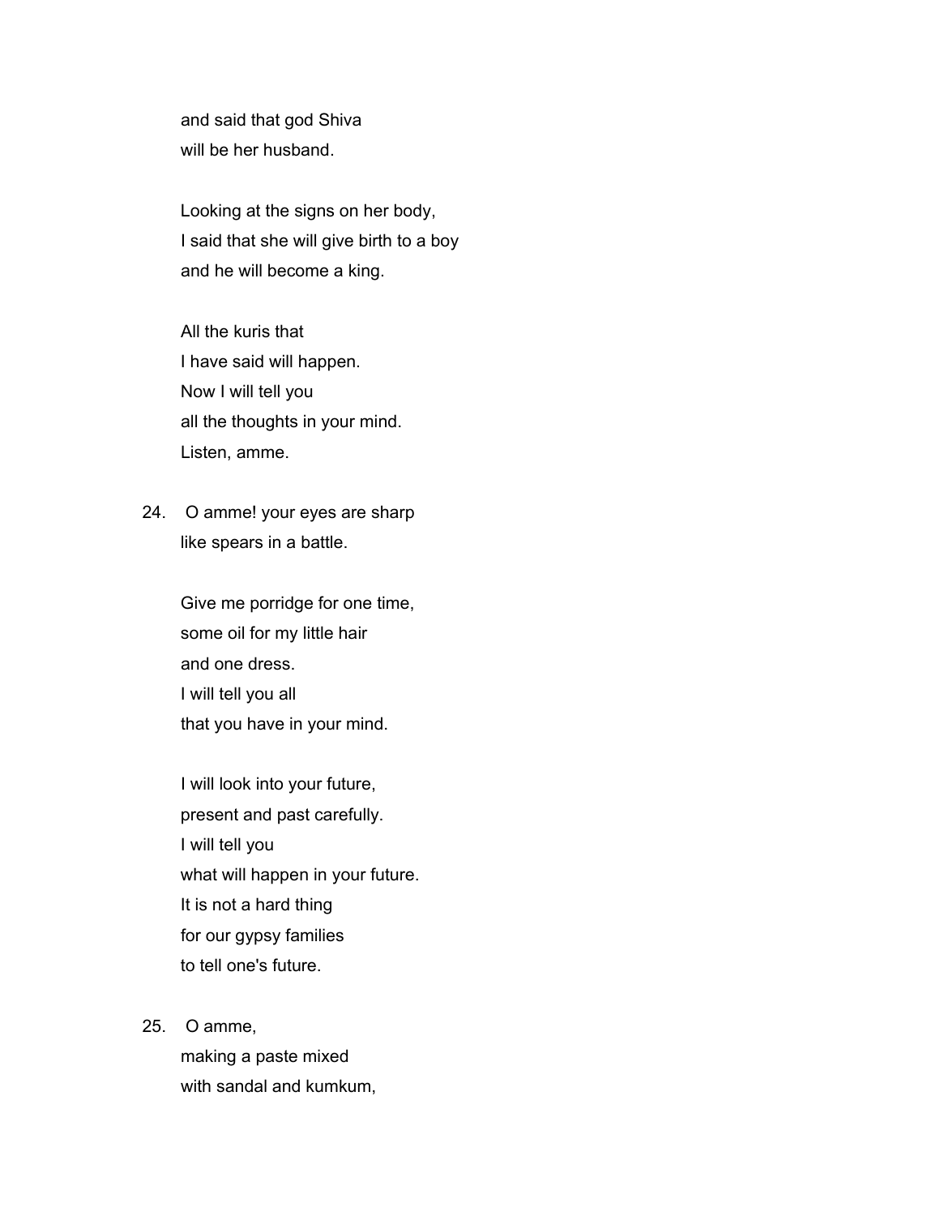and said that god Shiva  
will be her husband.

Looking at the signs on her body,  
I said that she will give birth to a boy  
and he will become a king.

All the kuris that  
I have said will happen.  
Now I will tell you  
all the thoughts in your mind.  
Listen, amme.

24. O amme! your eyes are sharp  
like spears in a battle.

Give me porridge for one time,  
some oil for my little hair  
and one dress.  
I will tell you all  
that you have in your mind.

I will look into your future,  
present and past carefully.  
I will tell you  
what will happen in your future.  
It is not a hard thing  
for our gypsy families  
to tell one's future.

25. O amme,  
making a paste mixed  
with sandal and kumkum,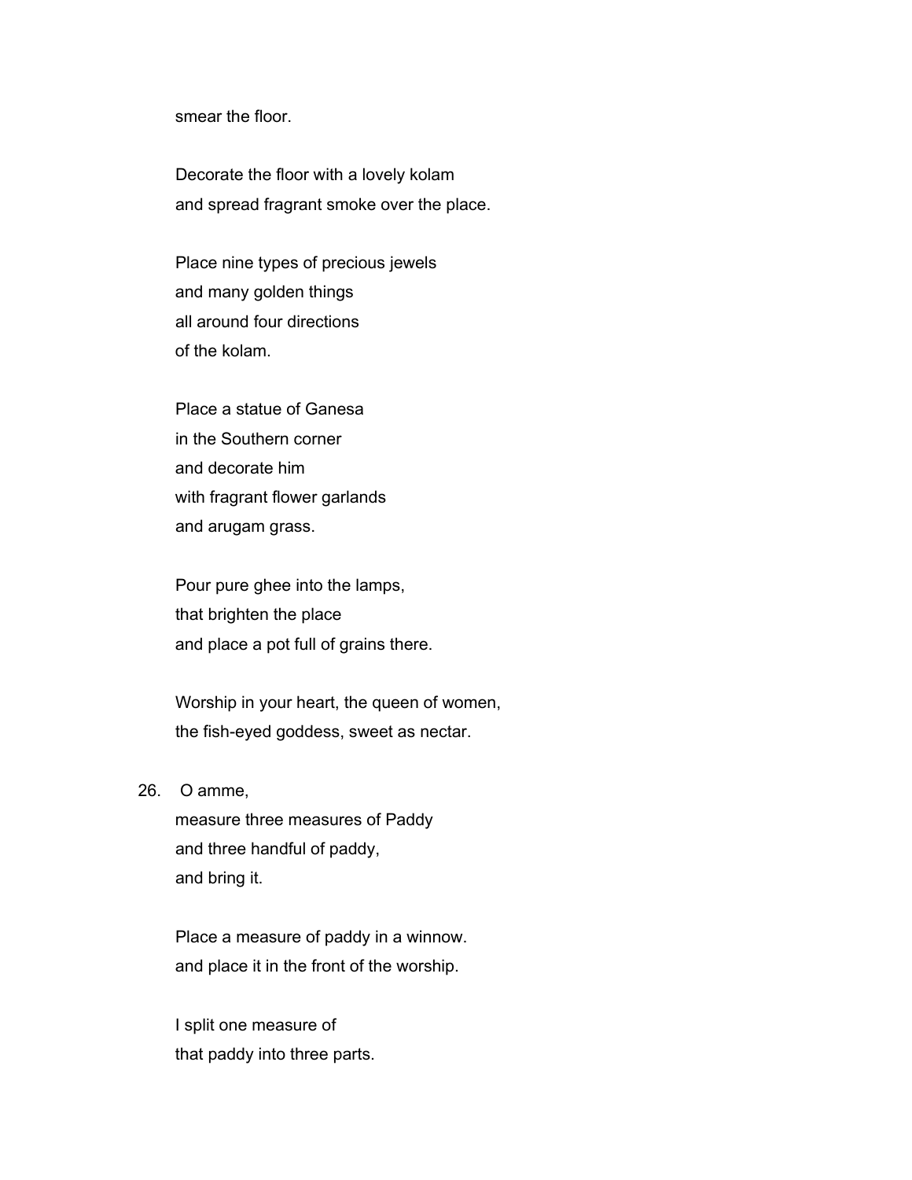smear the floor.

Decorate the floor with a lovely kolam
and spread fragrant smoke over the place.

Place nine types of precious jewels
and many golden things
all around four directions
of the kolam.

Place a statue of Ganesa
in the Southern corner
and decorate him
with fragrant flower garlands
and arugam grass.

Pour pure ghee into the lamps,
that brighten the place
and place a pot full of grains there.

Worship in your heart, the queen of women,
the fish-eyed goddess, sweet as nectar.

26. O amme,
measure three measures of Paddy
and three handful of paddy,
and bring it.

Place a measure of paddy in a winnow.
and place it in the front of the worship.

I split one measure of
that paddy into three parts.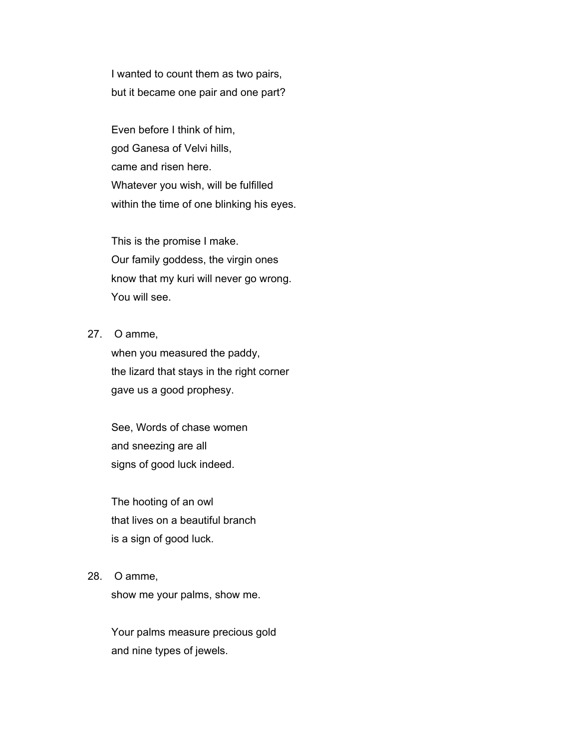I wanted to count them as two pairs,
but it became one pair and one part?

Even before I think of him,
god Ganesa of Velvi hills,
came and risen here.
Whatever you wish, will be fulfilled
within the time of one blinking his eyes.

This is the promise I make.
Our family goddess, the virgin ones
know that my kuri will never go wrong.
You will see.

27. O amme,
when you measured the paddy,
the lizard that stays in the right corner
gave us a good prophesy.

See, Words of chase women
and sneezing are all
signs of good luck indeed.

The hooting of an owl
that lives on a beautiful branch
is a sign of good luck.

28. O amme,
show me your palms, show me.

Your palms measure precious gold
and nine types of jewels.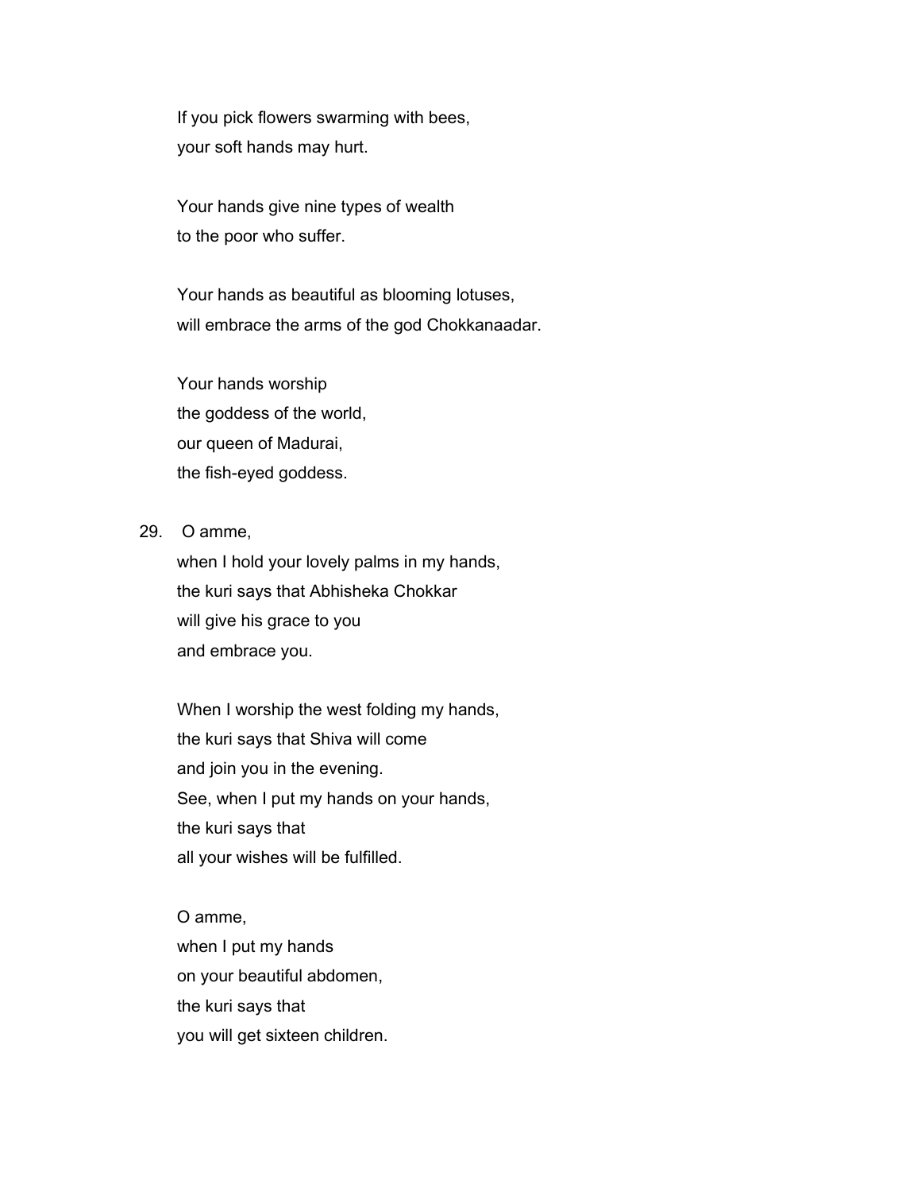If you pick flowers swarming with bees,
your soft hands may hurt.

Your hands give nine types of wealth
to the poor who suffer.

Your hands as beautiful as blooming lotuses,
will embrace the arms of the god Chokkanaadar.

Your hands worship
the goddess of the world,
our queen of Madurai,
the fish-eyed goddess.

29. O amme,
when I hold your lovely palms in my hands,
the kuri says that Abhisheka Chokkar
will give his grace to you
and embrace you.

When I worship the west folding my hands,
the kuri says that Shiva will come
and join you in the evening.
See, when I put my hands on your hands,
the kuri says that
all your wishes will be fulfilled.

O amme,
when I put my hands
on your beautiful abdomen,
the kuri says that
you will get sixteen children.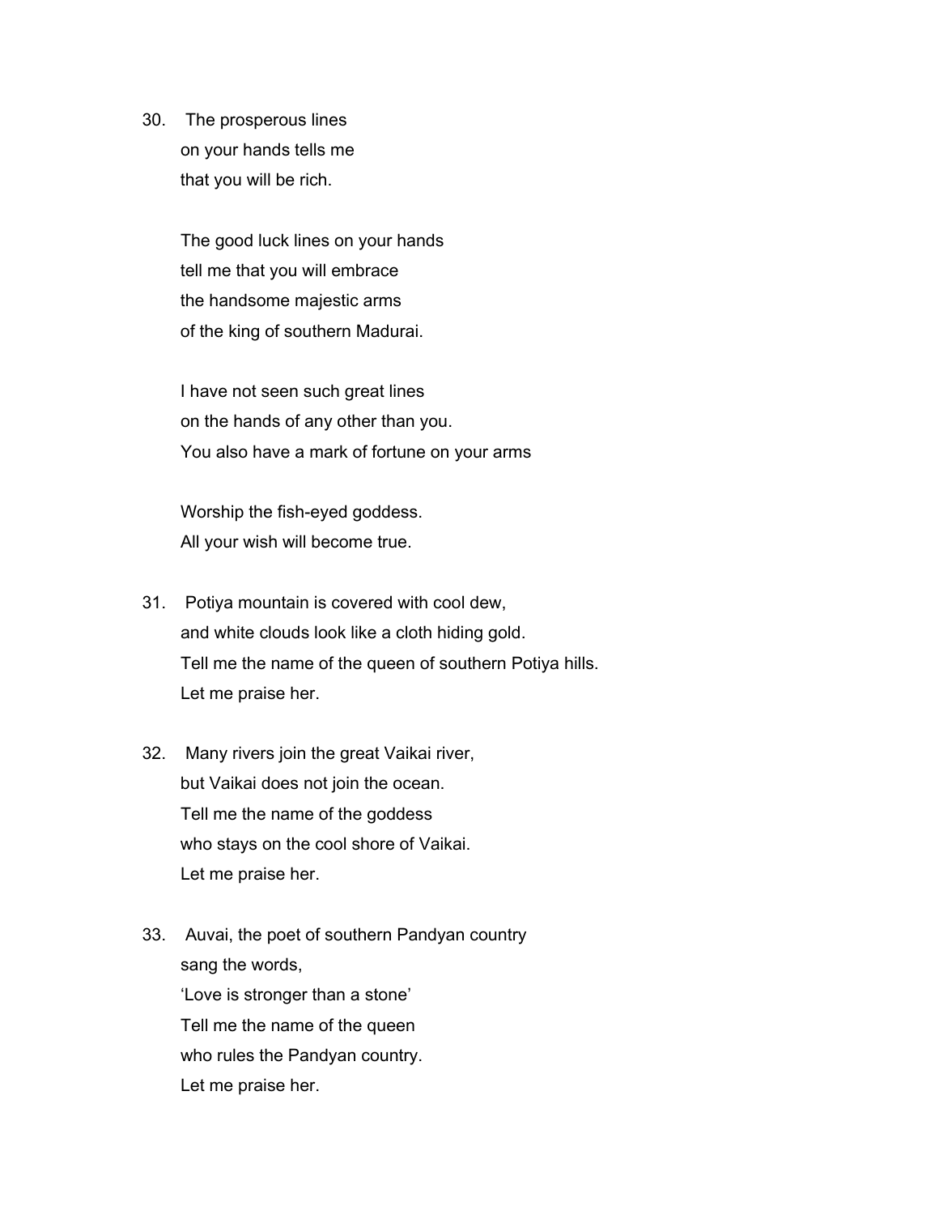30. The prosperous lines
    on your hands tells me
    that you will be rich.

    The good luck lines on your hands
    tell me that you will embrace
    the handsome majestic arms
    of the king of southern Madurai.

    I have not seen such great lines
    on the hands of any other than you.
    You also have a mark of fortune on your arms

    Worship the fish-eyed goddess.
    All your wish will become true.

31. Potiya mountain is covered with cool dew,
    and white clouds look like a cloth hiding gold.
    Tell me the name of the queen of southern Potiya hills.
    Let me praise her.

32. Many rivers join the great Vaikai river,
    but Vaikai does not join the ocean.
    Tell me the name of the goddess
    who stays on the cool shore of Vaikai.
    Let me praise her.

33. Auvai, the poet of southern Pandyan country
    sang the words,
    'Love is stronger than a stone'
    Tell me the name of the queen
    who rules the Pandyan country.
    Let me praise her.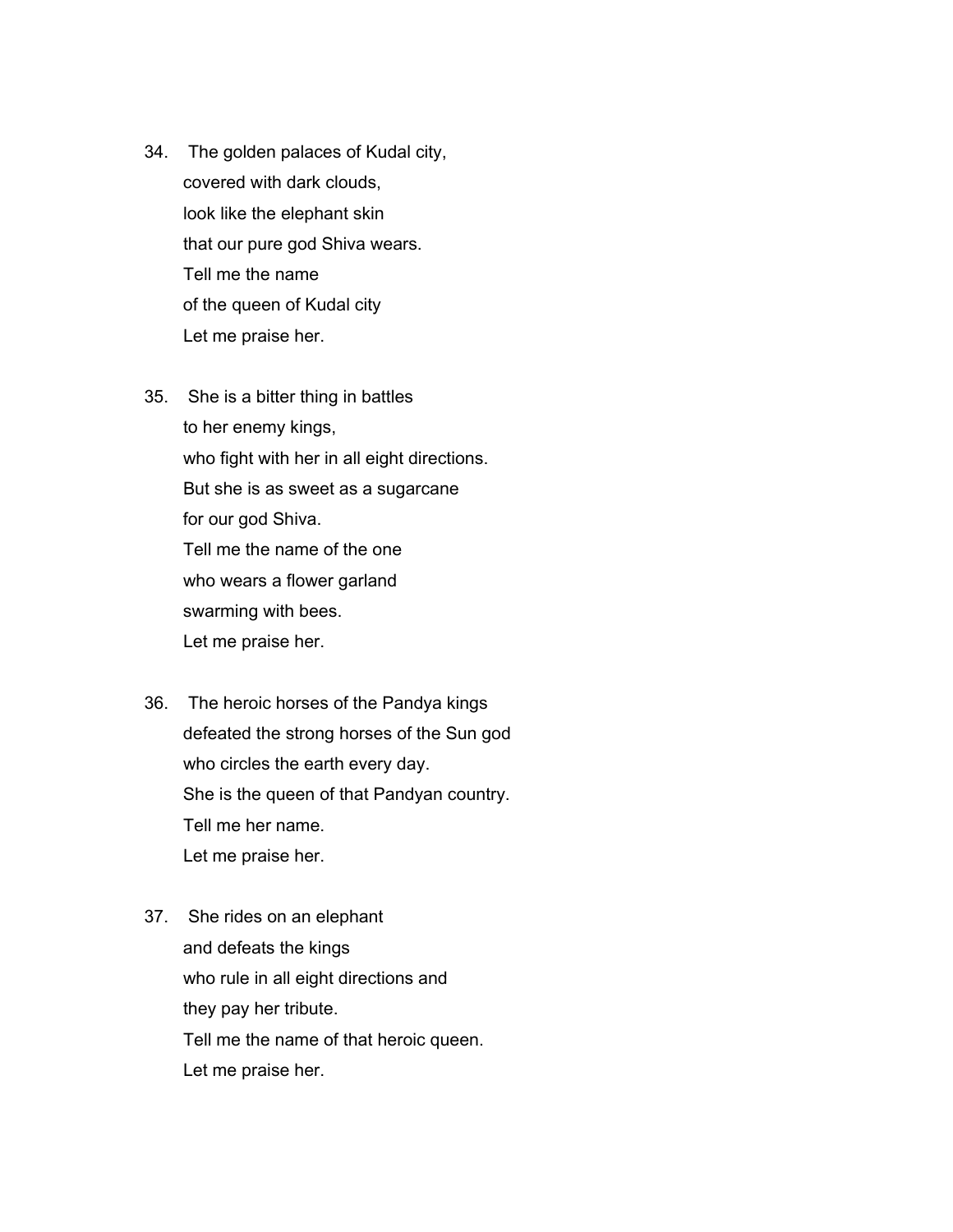34. The golden palaces of Kudal city,
    covered with dark clouds,
    look like the elephant skin
    that our pure god Shiva wears.
    Tell me the name
    of the queen of Kudal city
    Let me praise her.

35. She is a bitter thing in battles
    to her enemy kings,
    who fight with her in all eight directions.
    But she is as sweet as a sugarcane
    for our god Shiva.
    Tell me the name of the one
    who wears a flower garland
    swarming with bees.
    Let me praise her.

36. The heroic horses of the Pandya kings
    defeated the strong horses of the Sun god
    who circles the earth every day.
    She is the queen of that Pandyan country.
    Tell me her name.
    Let me praise her.

37. She rides on an elephant
    and defeats the kings
    who rule in all eight directions and
    they pay her tribute.
    Tell me the name of that heroic queen.
    Let me praise her.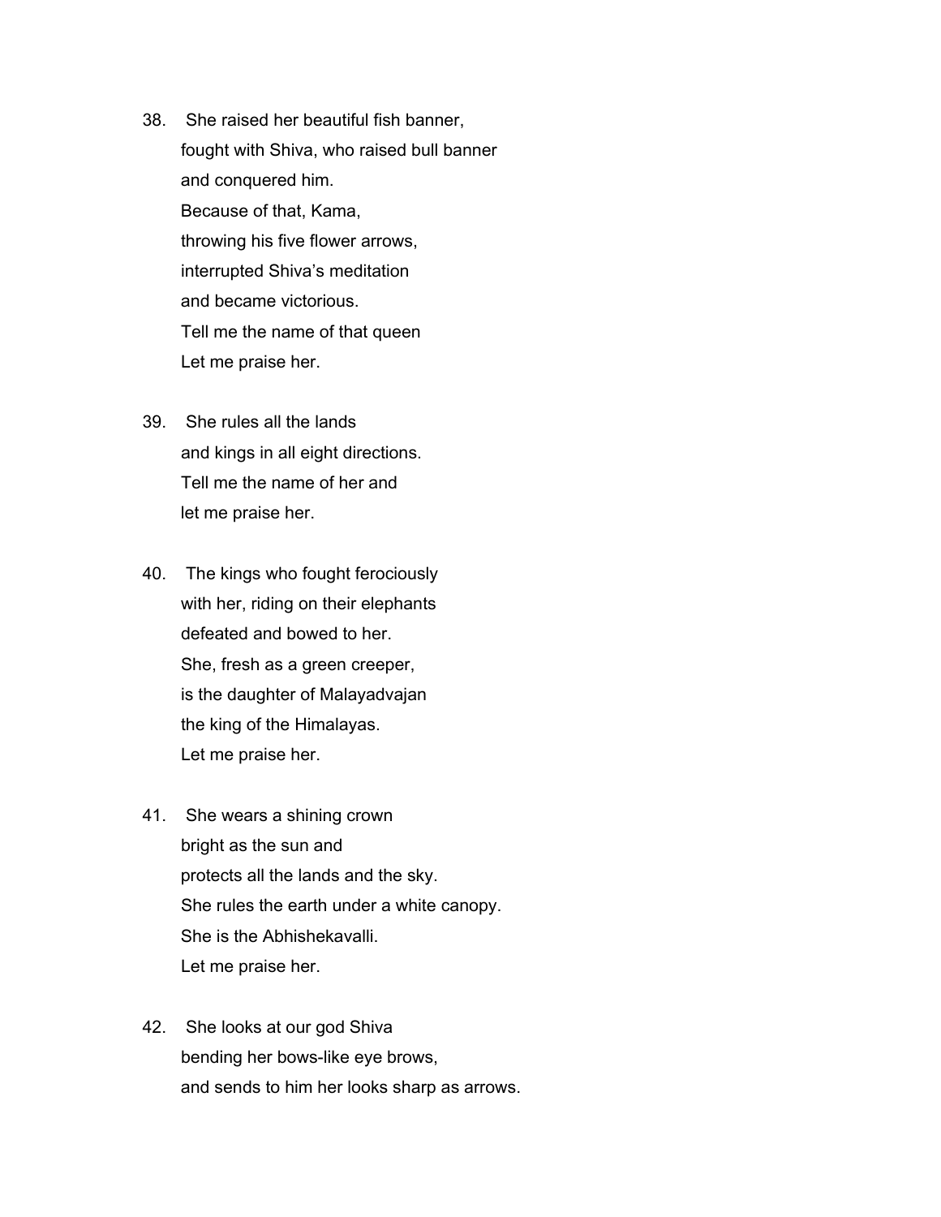38. She raised her beautiful fish banner,
fought with Shiva, who raised bull banner
and conquered him.
Because of that, Kama,
throwing his five flower arrows,
interrupted Shiva's meditation
and became victorious.
Tell me the name of that queen
Let me praise her.

39. She rules all the lands
and kings in all eight directions.
Tell me the name of her and
let me praise her.

40. The kings who fought ferociously
with her, riding on their elephants
defeated and bowed to her.
She, fresh as a green creeper,
is the daughter of Malayadvajan
the king of the Himalayas.
Let me praise her.

41. She wears a shining crown
bright as the sun and
protects all the lands and the sky.
She rules the earth under a white canopy.
She is the Abhishekavalli.
Let me praise her.

42. She looks at our god Shiva
bending her bows-like eye brows,
and sends to him her looks sharp as arrows.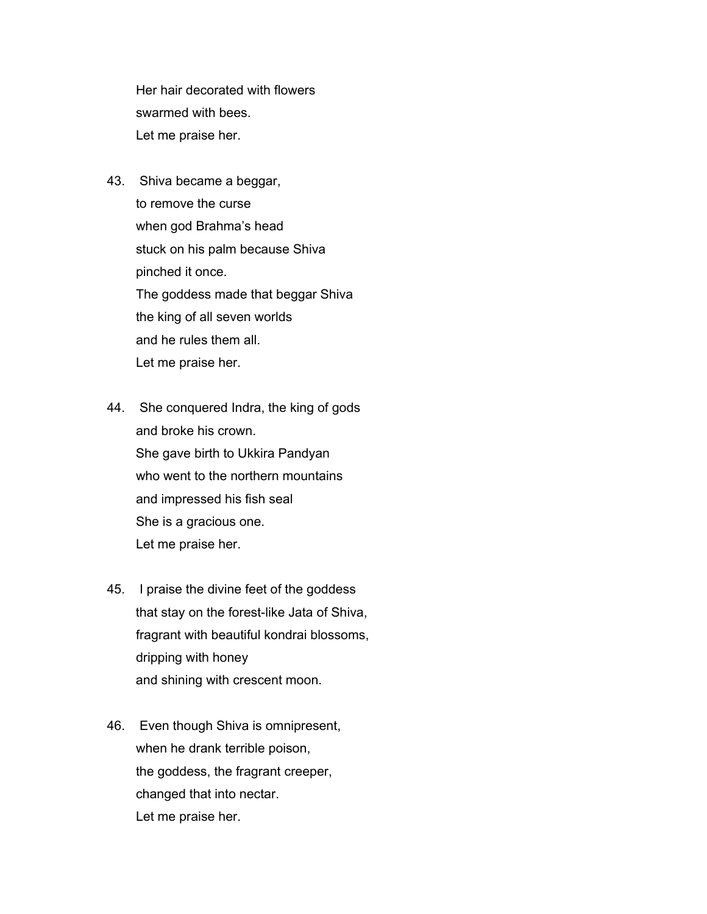Her hair decorated with flowers
swarmed with bees.
Let me praise her.

43. Shiva became a beggar,
to remove the curse
when god Brahma's head
stuck on his palm because Shiva
pinched it once.
The goddess made that beggar Shiva
the king of all seven worlds
and he rules them all.
Let me praise her.

44. She conquered Indra, the king of gods
and broke his crown.
She gave birth to Ukkira Pandyan
who went to the northern mountains
and impressed his fish seal
She is a gracious one.
Let me praise her.

45. I praise the divine feet of the goddess
that stay on the forest-like Jata of Shiva,
fragrant with beautiful kondrai blossoms,
dripping with honey
and shining with crescent moon.

46. Even though Shiva is omnipresent,
when he drank terrible poison,
the goddess, the fragrant creeper,
changed that into nectar.
Let me praise her.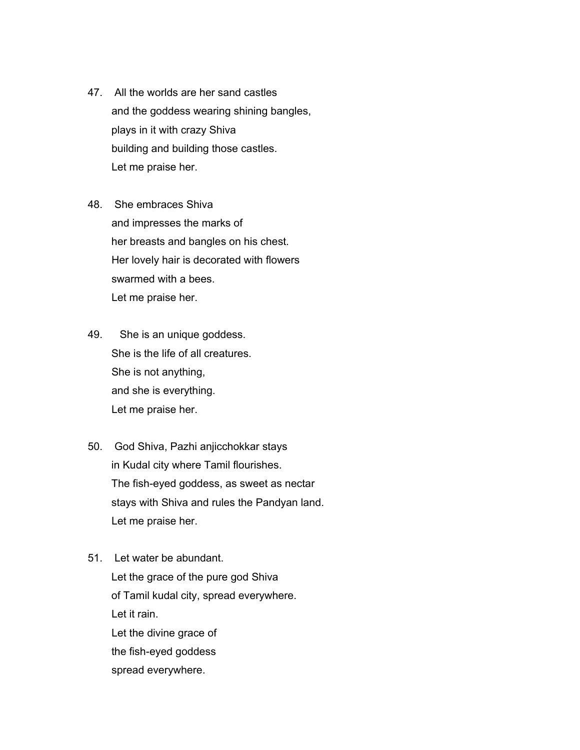47. All the worlds are her sand castles
    and the goddess wearing shining bangles,
    plays in it with crazy Shiva
    building and building those castles.
    Let me praise her.

48. She embraces Shiva
    and impresses the marks of
    her breasts and bangles on his chest.
    Her lovely hair is decorated with flowers
    swarmed with a bees.
    Let me praise her.

49. She is an unique goddess.
    She is the life of all creatures.
    She is not anything,
    and she is everything.
    Let me praise her.

50. God Shiva, Pazhi anjicchokkar stays
    in Kudal city where Tamil flourishes.
    The fish-eyed goddess, as sweet as nectar
    stays with Shiva and rules the Pandyan land.
    Let me praise her.

51. Let water be abundant.
    Let the grace of the pure god Shiva
    of Tamil kudal city, spread everywhere.
    Let it rain.
    Let the divine grace of
    the fish-eyed goddess
    spread everywhere.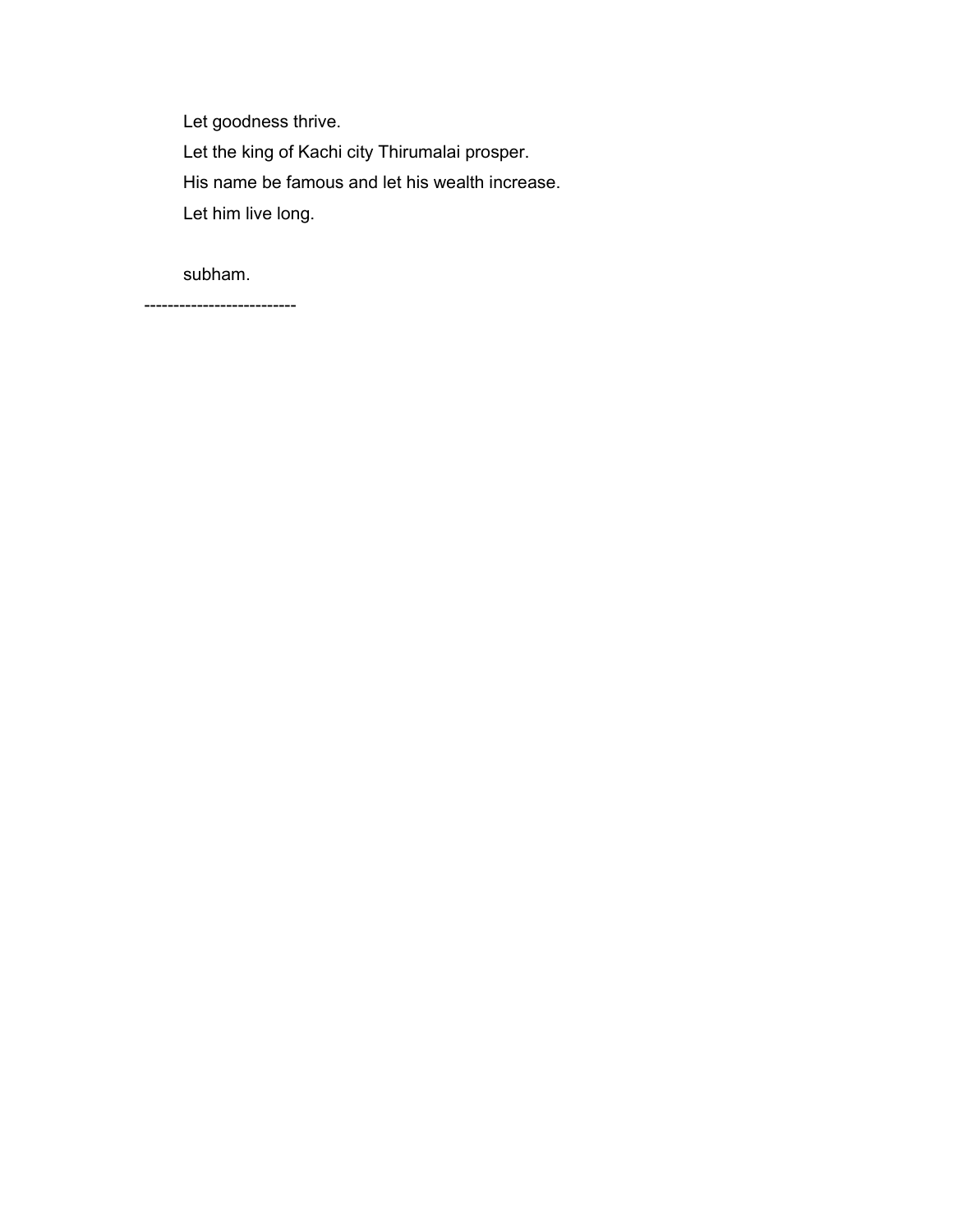Let goodness thrive.

Let the king of Kachi city Thirumalai prosper.

His name be famous and let his wealth increase.

Let him live long.

subham.

-------------------------